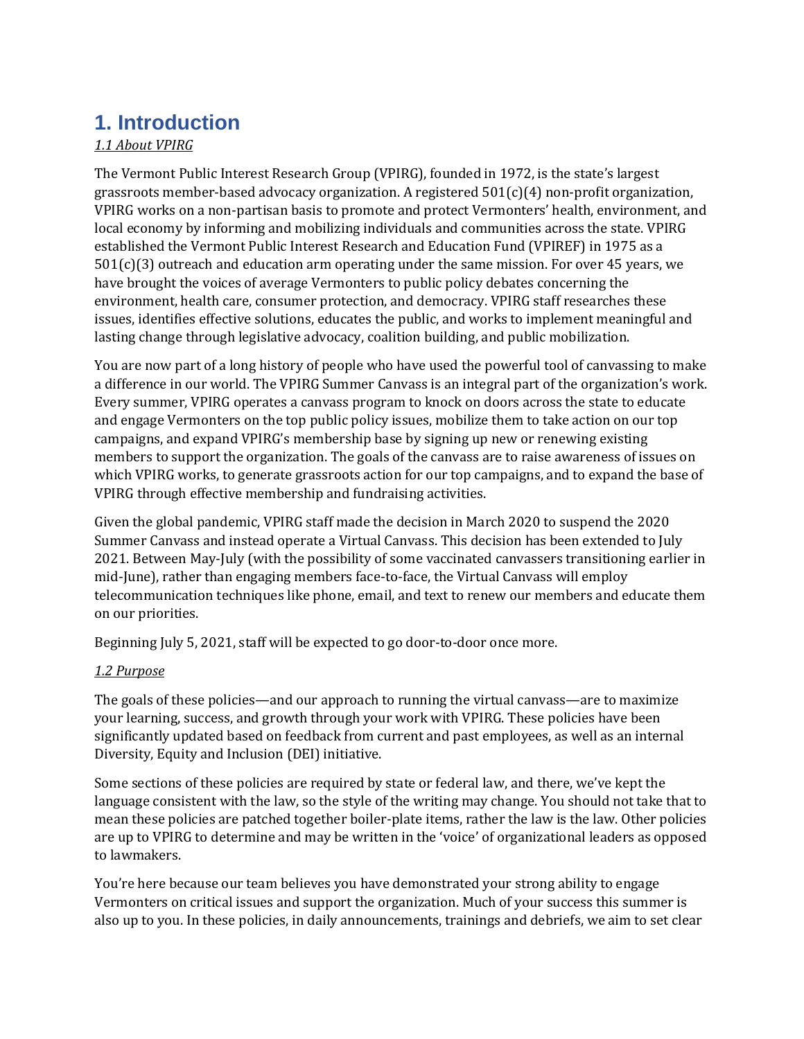# 1. Introduction

*1.1 About VPIRG*

The Vermont Public Interest Research Group (VPIRG), founded in 1972, is the state's largest grassroots member-based advocacy organization. A registered 501(c)(4) non-profit organization, VPIRG works on a non-partisan basis to promote and protect Vermonters' health, environment, and local economy by informing and mobilizing individuals and communities across the state. VPIRG established the Vermont Public Interest Research and Education Fund (VPIREF) in 1975 as a 501(c)(3) outreach and education arm operating under the same mission. For over 45 years, we have brought the voices of average Vermonters to public policy debates concerning the environment, health care, consumer protection, and democracy. VPIRG staff researches these issues, identifies effective solutions, educates the public, and works to implement meaningful and lasting change through legislative advocacy, coalition building, and public mobilization.

You are now part of a long history of people who have used the powerful tool of canvassing to make a difference in our world. The VPIRG Summer Canvass is an integral part of the organization's work. Every summer, VPIRG operates a canvass program to knock on doors across the state to educate and engage Vermonters on the top public policy issues, mobilize them to take action on our top campaigns, and expand VPIRG's membership base by signing up new or renewing existing members to support the organization. The goals of the canvass are to raise awareness of issues on which VPIRG works, to generate grassroots action for our top campaigns, and to expand the base of VPIRG through effective membership and fundraising activities.

Given the global pandemic, VPIRG staff made the decision in March 2020 to suspend the 2020 Summer Canvass and instead operate a Virtual Canvass. This decision has been extended to July 2021. Between May-July (with the possibility of some vaccinated canvassers transitioning earlier in mid-June), rather than engaging members face-to-face, the Virtual Canvass will employ telecommunication techniques like phone, email, and text to renew our members and educate them on our priorities.

Beginning July 5, 2021, staff will be expected to go door-to-door once more.

*1.2 Purpose*

The goals of these policies—and our approach to running the virtual canvass—are to maximize your learning, success, and growth through your work with VPIRG. These policies have been significantly updated based on feedback from current and past employees, as well as an internal Diversity, Equity and Inclusion (DEI) initiative.

Some sections of these policies are required by state or federal law, and there, we've kept the language consistent with the law, so the style of the writing may change. You should not take that to mean these policies are patched together boiler-plate items, rather the law is the law. Other policies are up to VPIRG to determine and may be written in the 'voice' of organizational leaders as opposed to lawmakers.

You're here because our team believes you have demonstrated your strong ability to engage Vermonters on critical issues and support the organization. Much of your success this summer is also up to you. In these policies, in daily announcements, trainings and debriefs, we aim to set clear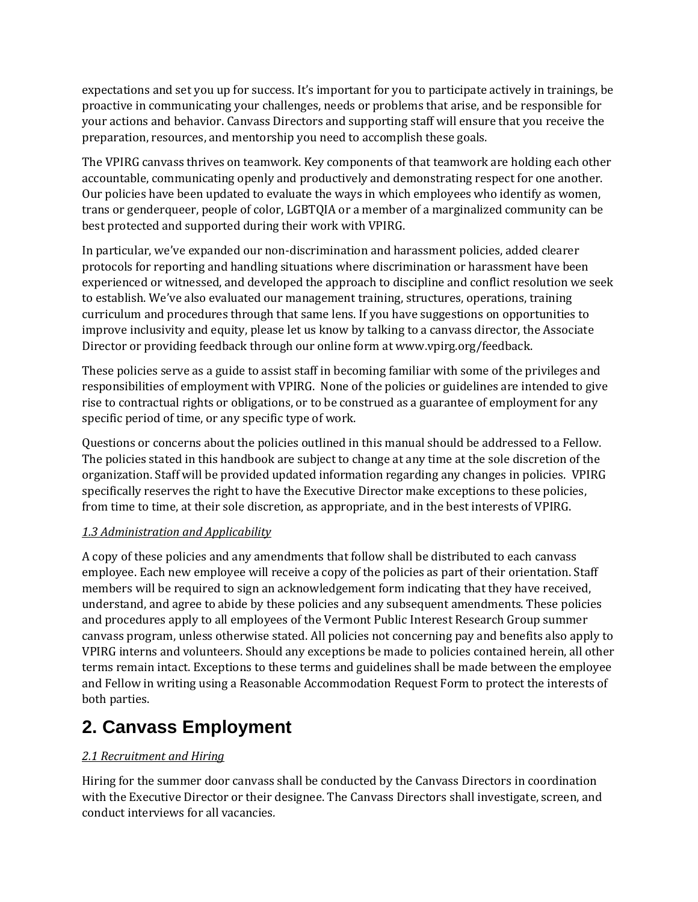expectations and set you up for success. It's important for you to participate actively in trainings, be proactive in communicating your challenges, needs or problems that arise, and be responsible for your actions and behavior. Canvass Directors and supporting staff will ensure that you receive the preparation, resources, and mentorship you need to accomplish these goals.

The VPIRG canvass thrives on teamwork. Key components of that teamwork are holding each other accountable, communicating openly and productively and demonstrating respect for one another. Our policies have been updated to evaluate the ways in which employees who identify as women, trans or genderqueer, people of color, LGBTQIA or a member of a marginalized community can be best protected and supported during their work with VPIRG.

In particular, we've expanded our non-discrimination and harassment policies, added clearer protocols for reporting and handling situations where discrimination or harassment have been experienced or witnessed, and developed the approach to discipline and conflict resolution we seek to establish. We've also evaluated our management training, structures, operations, training curriculum and procedures through that same lens. If you have suggestions on opportunities to improve inclusivity and equity, please let us know by talking to a canvass director, the Associate Director or providing feedback through our online form at www.vpirg.org/feedback.

These policies serve as a guide to assist staff in becoming familiar with some of the privileges and responsibilities of employment with VPIRG. None of the policies or guidelines are intended to give rise to contractual rights or obligations, or to be construed as a guarantee of employment for any specific period of time, or any specific type of work.

Questions or concerns about the policies outlined in this manual should be addressed to a Fellow. The policies stated in this handbook are subject to change at any time at the sole discretion of the organization. Staff will be provided updated information regarding any changes in policies. VPIRG specifically reserves the right to have the Executive Director make exceptions to these policies, from time to time, at their sole discretion, as appropriate, and in the best interests of VPIRG.

*1.3 Administration and Applicability*

A copy of these policies and any amendments that follow shall be distributed to each canvass employee. Each new employee will receive a copy of the policies as part of their orientation. Staff members will be required to sign an acknowledgement form indicating that they have received, understand, and agree to abide by these policies and any subsequent amendments. These policies and procedures apply to all employees of the Vermont Public Interest Research Group summer canvass program, unless otherwise stated. All policies not concerning pay and benefits also apply to VPIRG interns and volunteers. Should any exceptions be made to policies contained herein, all other terms remain intact. Exceptions to these terms and guidelines shall be made between the employee and Fellow in writing using a Reasonable Accommodation Request Form to protect the interests of both parties.

## 2. Canvass Employment

*2.1 Recruitment and Hiring*

Hiring for the summer door canvass shall be conducted by the Canvass Directors in coordination with the Executive Director or their designee. The Canvass Directors shall investigate, screen, and conduct interviews for all vacancies.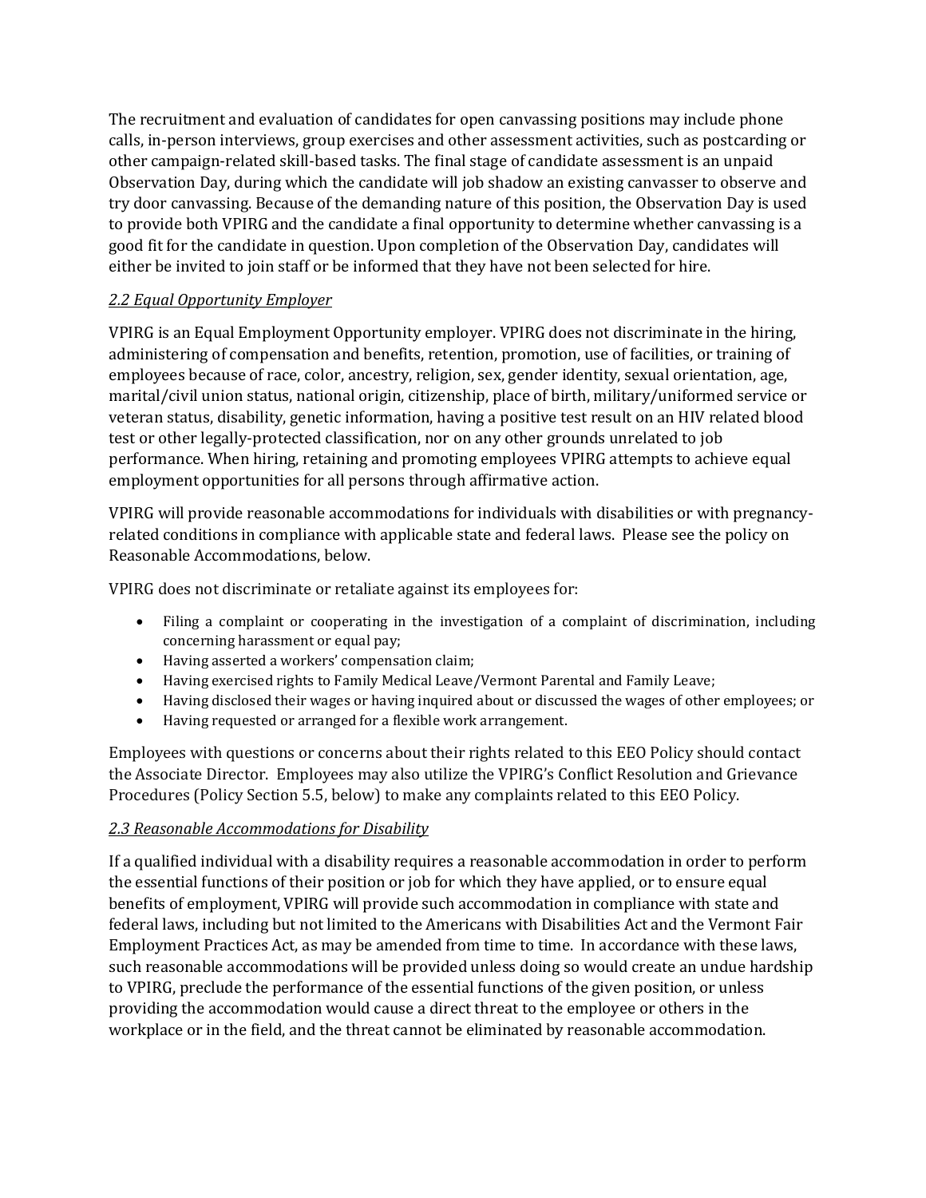The recruitment and evaluation of candidates for open canvassing positions may include phone calls, in-person interviews, group exercises and other assessment activities, such as postcarding or other campaign-related skill-based tasks. The final stage of candidate assessment is an unpaid Observation Day, during which the candidate will job shadow an existing canvasser to observe and try door canvassing. Because of the demanding nature of this position, the Observation Day is used to provide both VPIRG and the candidate a final opportunity to determine whether canvassing is a good fit for the candidate in question. Upon completion of the Observation Day, candidates will either be invited to join staff or be informed that they have not been selected for hire.

### *2.2 Equal Opportunity Employer*

VPIRG is an Equal Employment Opportunity employer. VPIRG does not discriminate in the hiring, administering of compensation and benefits, retention, promotion, use of facilities, or training of employees because of race, color, ancestry, religion, sex, gender identity, sexual orientation, age, marital/civil union status, national origin, citizenship, place of birth, military/uniformed service or veteran status, disability, genetic information, having a positive test result on an HIV related blood test or other legally-protected classification, nor on any other grounds unrelated to job performance. When hiring, retaining and promoting employees VPIRG attempts to achieve equal employment opportunities for all persons through affirmative action.

VPIRG will provide reasonable accommodations for individuals with disabilities or with pregnancy-related conditions in compliance with applicable state and federal laws. Please see the policy on Reasonable Accommodations, below.

VPIRG does not discriminate or retaliate against its employees for:

- Filing a complaint or cooperating in the investigation of a complaint of discrimination, including concerning harassment or equal pay;
- Having asserted a workers' compensation claim;
- Having exercised rights to Family Medical Leave/Vermont Parental and Family Leave;
- Having disclosed their wages or having inquired about or discussed the wages of other employees; or
- Having requested or arranged for a flexible work arrangement.

Employees with questions or concerns about their rights related to this EEO Policy should contact the Associate Director. Employees may also utilize the VPIRG's Conflict Resolution and Grievance Procedures (Policy Section 5.5, below) to make any complaints related to this EEO Policy.

### *2.3 Reasonable Accommodations for Disability*

If a qualified individual with a disability requires a reasonable accommodation in order to perform the essential functions of their position or job for which they have applied, or to ensure equal benefits of employment, VPIRG will provide such accommodation in compliance with state and federal laws, including but not limited to the Americans with Disabilities Act and the Vermont Fair Employment Practices Act, as may be amended from time to time. In accordance with these laws, such reasonable accommodations will be provided unless doing so would create an undue hardship to VPIRG, preclude the performance of the essential functions of the given position, or unless providing the accommodation would cause a direct threat to the employee or others in the workplace or in the field, and the threat cannot be eliminated by reasonable accommodation.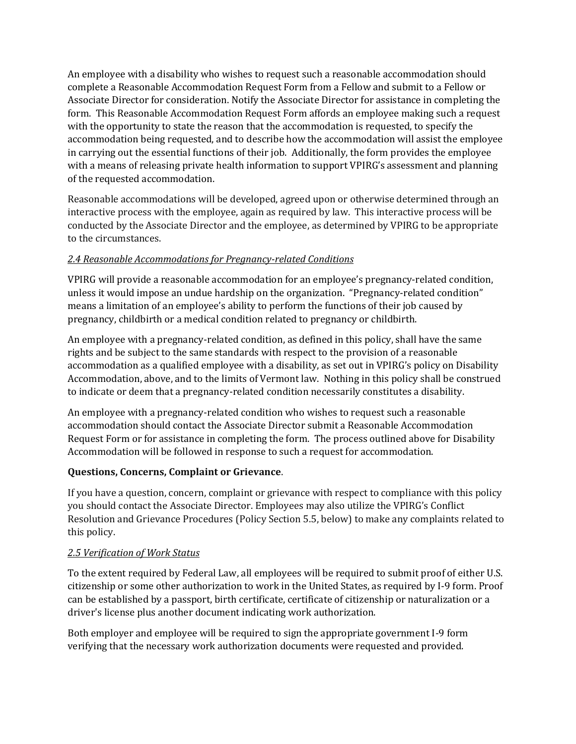An employee with a disability who wishes to request such a reasonable accommodation should complete a Reasonable Accommodation Request Form from a Fellow and submit to a Fellow or Associate Director for consideration. Notify the Associate Director for assistance in completing the form. This Reasonable Accommodation Request Form affords an employee making such a request with the opportunity to state the reason that the accommodation is requested, to specify the accommodation being requested, and to describe how the accommodation will assist the employee in carrying out the essential functions of their job. Additionally, the form provides the employee with a means of releasing private health information to support VPIRG's assessment and planning of the requested accommodation.

Reasonable accommodations will be developed, agreed upon or otherwise determined through an interactive process with the employee, again as required by law. This interactive process will be conducted by the Associate Director and the employee, as determined by VPIRG to be appropriate to the circumstances.

*2.4 Reasonable Accommodations for Pregnancy-related Conditions*

VPIRG will provide a reasonable accommodation for an employee's pregnancy-related condition, unless it would impose an undue hardship on the organization. "Pregnancy-related condition" means a limitation of an employee's ability to perform the functions of their job caused by pregnancy, childbirth or a medical condition related to pregnancy or childbirth.

An employee with a pregnancy-related condition, as defined in this policy, shall have the same rights and be subject to the same standards with respect to the provision of a reasonable accommodation as a qualified employee with a disability, as set out in VPIRG's policy on Disability Accommodation, above, and to the limits of Vermont law. Nothing in this policy shall be construed to indicate or deem that a pregnancy-related condition necessarily constitutes a disability.

An employee with a pregnancy-related condition who wishes to request such a reasonable accommodation should contact the Associate Director submit a Reasonable Accommodation Request Form or for assistance in completing the form. The process outlined above for Disability Accommodation will be followed in response to such a request for accommodation.

**Questions, Concerns, Complaint or Grievance**.

If you have a question, concern, complaint or grievance with respect to compliance with this policy you should contact the Associate Director. Employees may also utilize the VPIRG's Conflict Resolution and Grievance Procedures (Policy Section 5.5, below) to make any complaints related to this policy.

*2.5 Verification of Work Status*

To the extent required by Federal Law, all employees will be required to submit proof of either U.S. citizenship or some other authorization to work in the United States, as required by I-9 form. Proof can be established by a passport, birth certificate, certificate of citizenship or naturalization or a driver's license plus another document indicating work authorization.

Both employer and employee will be required to sign the appropriate government I-9 form verifying that the necessary work authorization documents were requested and provided.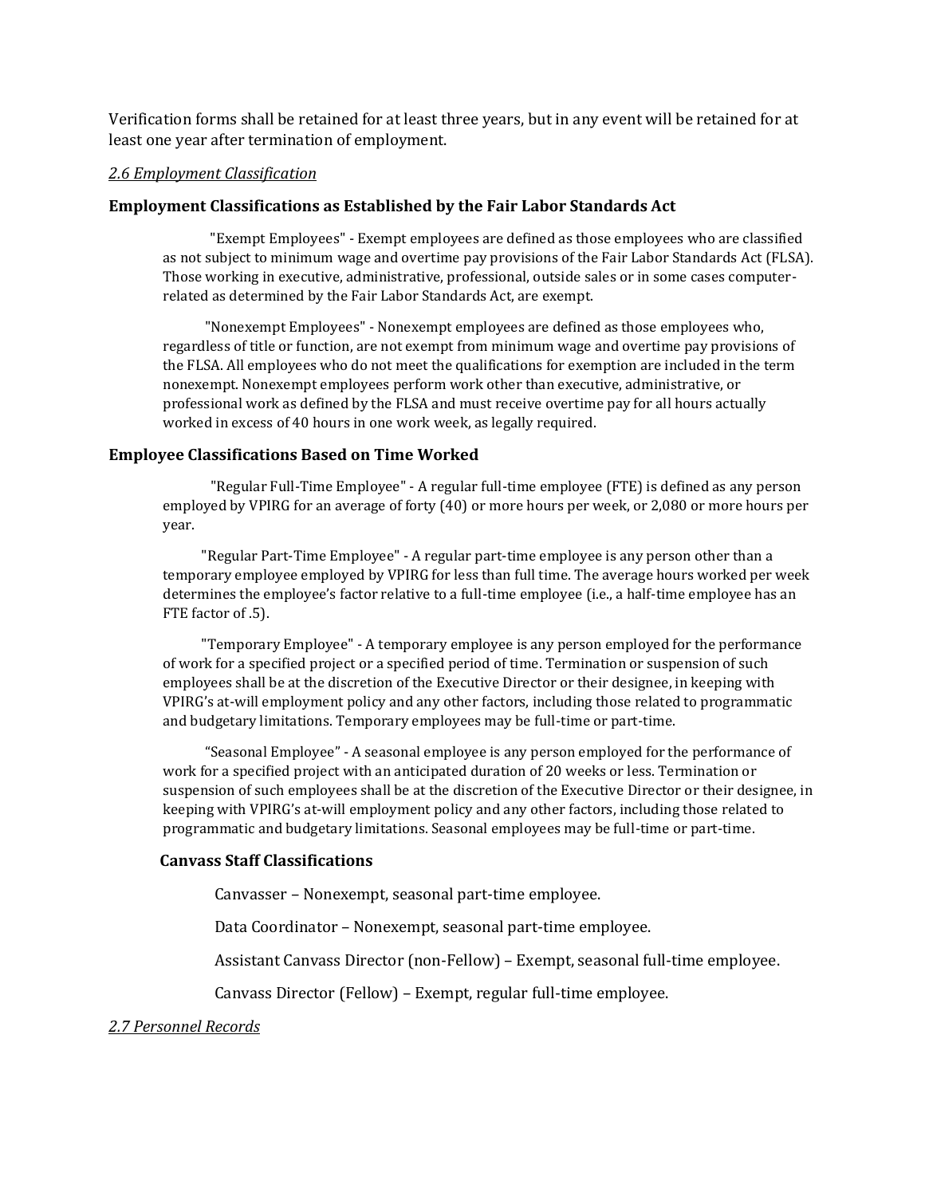Verification forms shall be retained for at least three years, but in any event will be retained for at least one year after termination of employment.

*2.6 Employment Classification*

**Employment Classifications as Established by the Fair Labor Standards Act**

"Exempt Employees" - Exempt employees are defined as those employees who are classified as not subject to minimum wage and overtime pay provisions of the Fair Labor Standards Act (FLSA). Those working in executive, administrative, professional, outside sales or in some cases computer-related as determined by the Fair Labor Standards Act, are exempt.

"Nonexempt Employees" - Nonexempt employees are defined as those employees who, regardless of title or function, are not exempt from minimum wage and overtime pay provisions of the FLSA. All employees who do not meet the qualifications for exemption are included in the term nonexempt. Nonexempt employees perform work other than executive, administrative, or professional work as defined by the FLSA and must receive overtime pay for all hours actually worked in excess of 40 hours in one work week, as legally required.

**Employee Classifications Based on Time Worked**

"Regular Full-Time Employee" - A regular full-time employee (FTE) is defined as any person employed by VPIRG for an average of forty (40) or more hours per week, or 2,080 or more hours per year.

"Regular Part-Time Employee" - A regular part-time employee is any person other than a temporary employee employed by VPIRG for less than full time. The average hours worked per week determines the employee's factor relative to a full-time employee (i.e., a half-time employee has an FTE factor of .5).

"Temporary Employee" - A temporary employee is any person employed for the performance of work for a specified project or a specified period of time. Termination or suspension of such employees shall be at the discretion of the Executive Director or their designee, in keeping with VPIRG's at-will employment policy and any other factors, including those related to programmatic and budgetary limitations. Temporary employees may be full-time or part-time.

"Seasonal Employee" - A seasonal employee is any person employed for the performance of work for a specified project with an anticipated duration of 20 weeks or less. Termination or suspension of such employees shall be at the discretion of the Executive Director or their designee, in keeping with VPIRG's at-will employment policy and any other factors, including those related to programmatic and budgetary limitations. Seasonal employees may be full-time or part-time.

**Canvass Staff Classifications**

Canvasser – Nonexempt, seasonal part-time employee.

Data Coordinator – Nonexempt, seasonal part-time employee.

Assistant Canvass Director (non-Fellow) – Exempt, seasonal full-time employee.

Canvass Director (Fellow) – Exempt, regular full-time employee.

*2.7 Personnel Records*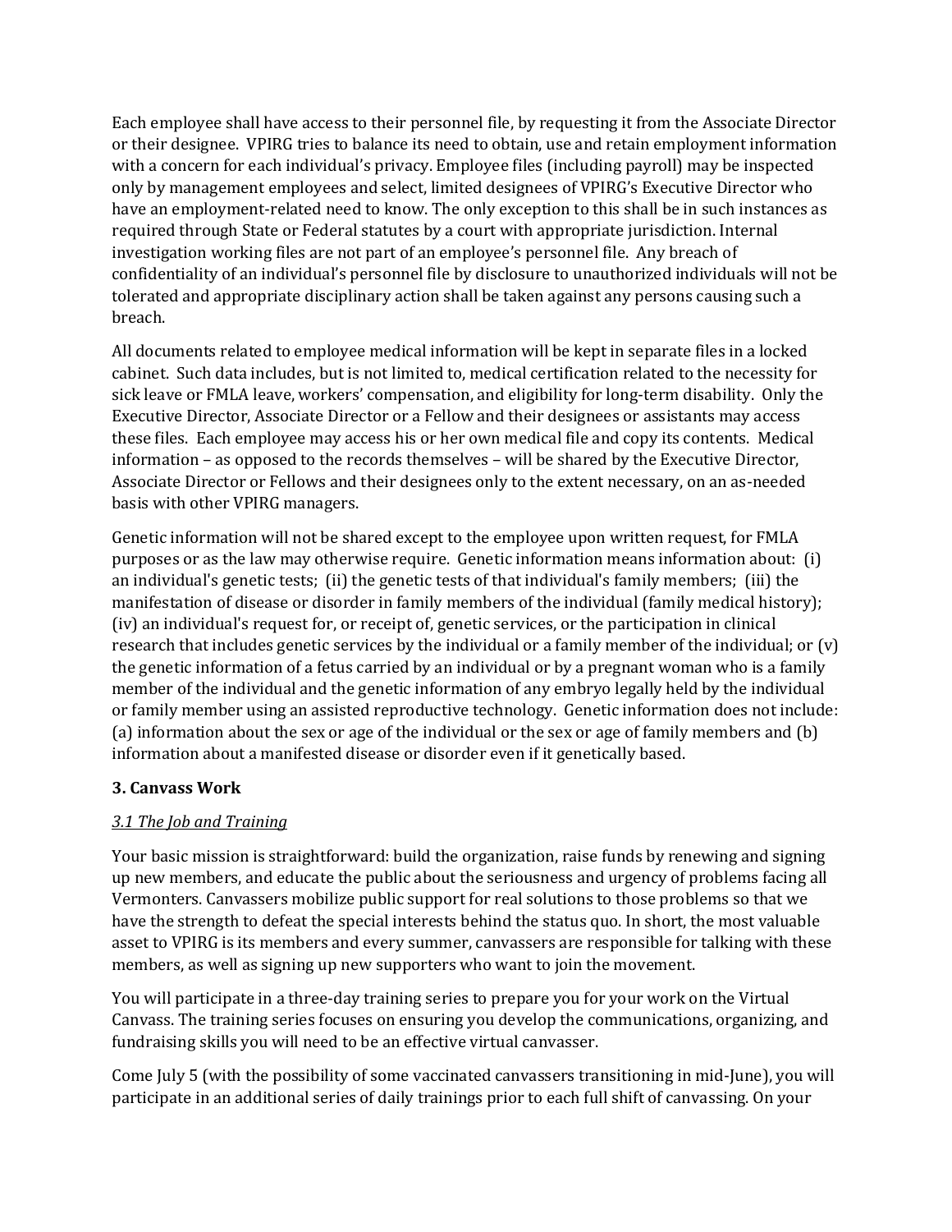Each employee shall have access to their personnel file, by requesting it from the Associate Director or their designee. VPIRG tries to balance its need to obtain, use and retain employment information with a concern for each individual's privacy. Employee files (including payroll) may be inspected only by management employees and select, limited designees of VPIRG's Executive Director who have an employment-related need to know. The only exception to this shall be in such instances as required through State or Federal statutes by a court with appropriate jurisdiction. Internal investigation working files are not part of an employee's personnel file. Any breach of confidentiality of an individual's personnel file by disclosure to unauthorized individuals will not be tolerated and appropriate disciplinary action shall be taken against any persons causing such a breach.

All documents related to employee medical information will be kept in separate files in a locked cabinet. Such data includes, but is not limited to, medical certification related to the necessity for sick leave or FMLA leave, workers' compensation, and eligibility for long-term disability. Only the Executive Director, Associate Director or a Fellow and their designees or assistants may access these files. Each employee may access his or her own medical file and copy its contents. Medical information – as opposed to the records themselves – will be shared by the Executive Director, Associate Director or Fellows and their designees only to the extent necessary, on an as-needed basis with other VPIRG managers.

Genetic information will not be shared except to the employee upon written request, for FMLA purposes or as the law may otherwise require. Genetic information means information about: (i) an individual's genetic tests; (ii) the genetic tests of that individual's family members; (iii) the manifestation of disease or disorder in family members of the individual (family medical history); (iv) an individual's request for, or receipt of, genetic services, or the participation in clinical research that includes genetic services by the individual or a family member of the individual; or (v) the genetic information of a fetus carried by an individual or by a pregnant woman who is a family member of the individual and the genetic information of any embryo legally held by the individual or family member using an assisted reproductive technology. Genetic information does not include: (a) information about the sex or age of the individual or the sex or age of family members and (b) information about a manifested disease or disorder even if it genetically based.

### 3. Canvass Work

*3.1 The Job and Training*

Your basic mission is straightforward: build the organization, raise funds by renewing and signing up new members, and educate the public about the seriousness and urgency of problems facing all Vermonters. Canvassers mobilize public support for real solutions to those problems so that we have the strength to defeat the special interests behind the status quo. In short, the most valuable asset to VPIRG is its members and every summer, canvassers are responsible for talking with these members, as well as signing up new supporters who want to join the movement.

You will participate in a three-day training series to prepare you for your work on the Virtual Canvass. The training series focuses on ensuring you develop the communications, organizing, and fundraising skills you will need to be an effective virtual canvasser.

Come July 5 (with the possibility of some vaccinated canvassers transitioning in mid-June), you will participate in an additional series of daily trainings prior to each full shift of canvassing. On your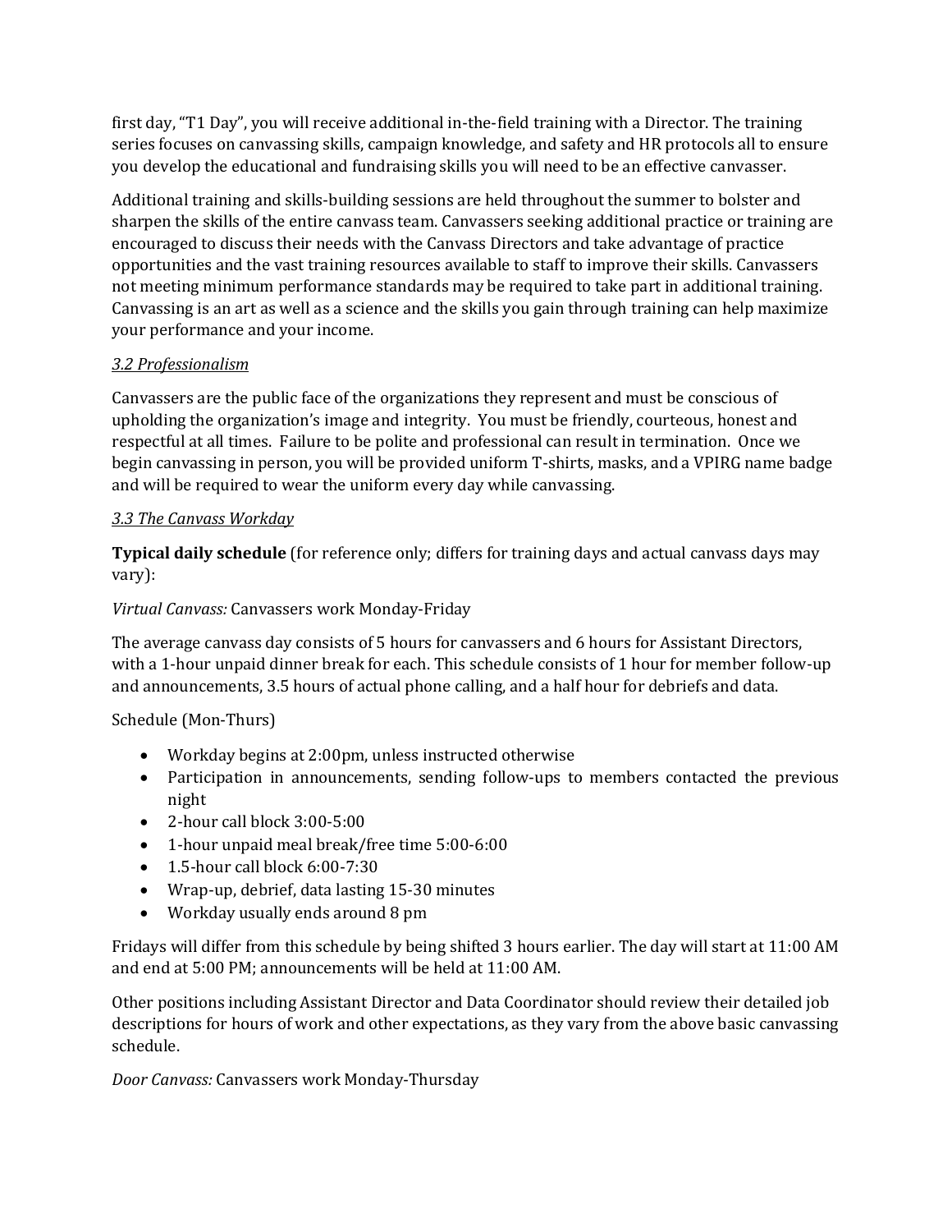first day, "T1 Day", you will receive additional in-the-field training with a Director. The training series focuses on canvassing skills, campaign knowledge, and safety and HR protocols all to ensure you develop the educational and fundraising skills you will need to be an effective canvasser.

Additional training and skills-building sessions are held throughout the summer to bolster and sharpen the skills of the entire canvass team. Canvassers seeking additional practice or training are encouraged to discuss their needs with the Canvass Directors and take advantage of practice opportunities and the vast training resources available to staff to improve their skills. Canvassers not meeting minimum performance standards may be required to take part in additional training. Canvassing is an art as well as a science and the skills you gain through training can help maximize your performance and your income.

### *3.2 Professionalism*

Canvassers are the public face of the organizations they represent and must be conscious of upholding the organization's image and integrity. You must be friendly, courteous, honest and respectful at all times. Failure to be polite and professional can result in termination. Once we begin canvassing in person, you will be provided uniform T-shirts, masks, and a VPIRG name badge and will be required to wear the uniform every day while canvassing.

### *3.3 The Canvass Workday*

**Typical daily schedule** (for reference only; differs for training days and actual canvass days may vary):

*Virtual Canvass:* Canvassers work Monday-Friday

The average canvass day consists of 5 hours for canvassers and 6 hours for Assistant Directors, with a 1-hour unpaid dinner break for each. This schedule consists of 1 hour for member follow-up and announcements, 3.5 hours of actual phone calling, and a half hour for debriefs and data.

Schedule (Mon-Thurs)

- Workday begins at 2:00pm, unless instructed otherwise
- Participation in announcements, sending follow-ups to members contacted the previous night
- 2-hour call block 3:00-5:00
- 1-hour unpaid meal break/free time 5:00-6:00
- 1.5-hour call block 6:00-7:30
- Wrap-up, debrief, data lasting 15-30 minutes
- Workday usually ends around 8 pm

Fridays will differ from this schedule by being shifted 3 hours earlier. The day will start at 11:00 AM and end at 5:00 PM; announcements will be held at 11:00 AM.

Other positions including Assistant Director and Data Coordinator should review their detailed job descriptions for hours of work and other expectations, as they vary from the above basic canvassing schedule.

*Door Canvass:* Canvassers work Monday-Thursday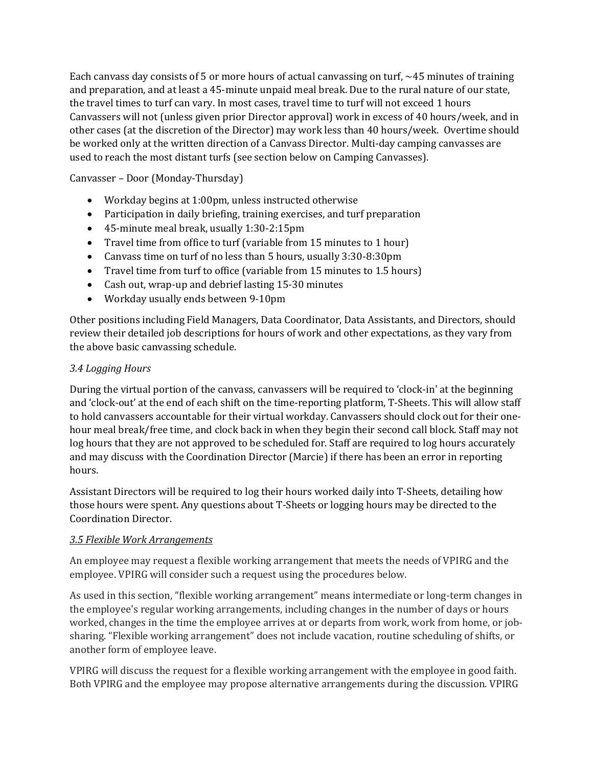Each canvass day consists of 5 or more hours of actual canvassing on turf, ~45 minutes of training and preparation, and at least a 45-minute unpaid meal break. Due to the rural nature of our state, the travel times to turf can vary. In most cases, travel time to turf will not exceed 1 hours Canvassers will not (unless given prior Director approval) work in excess of 40 hours/week, and in other cases (at the discretion of the Director) may work less than 40 hours/week. Overtime should be worked only at the written direction of a Canvass Director. Multi-day camping canvasses are used to reach the most distant turfs (see section below on Camping Canvasses).

Canvasser – Door (Monday-Thursday)

- Workday begins at 1:00pm, unless instructed otherwise
- Participation in daily briefing, training exercises, and turf preparation
- 45-minute meal break, usually 1:30-2:15pm
- Travel time from office to turf (variable from 15 minutes to 1 hour)
- Canvass time on turf of no less than 5 hours, usually 3:30-8:30pm
- Travel time from turf to office (variable from 15 minutes to 1.5 hours)
- Cash out, wrap-up and debrief lasting 15-30 minutes
- Workday usually ends between 9-10pm

Other positions including Field Managers, Data Coordinator, Data Assistants, and Directors, should review their detailed job descriptions for hours of work and other expectations, as they vary from the above basic canvassing schedule.

### *3.4 Logging Hours*

During the virtual portion of the canvass, canvassers will be required to 'clock-in' at the beginning and 'clock-out' at the end of each shift on the time-reporting platform, T-Sheets. This will allow staff to hold canvassers accountable for their virtual workday. Canvassers should clock out for their one-hour meal break/free time, and clock back in when they begin their second call block. Staff may not log hours that they are not approved to be scheduled for. Staff are required to log hours accurately and may discuss with the Coordination Director (Marcie) if there has been an error in reporting hours.

Assistant Directors will be required to log their hours worked daily into T-Sheets, detailing how those hours were spent. Any questions about T-Sheets or logging hours may be directed to the Coordination Director.

### *3.5 Flexible Work Arrangements*

An employee may request a flexible working arrangement that meets the needs of VPIRG and the employee. VPIRG will consider such a request using the procedures below.

As used in this section, "flexible working arrangement" means intermediate or long-term changes in the employee's regular working arrangements, including changes in the number of days or hours worked, changes in the time the employee arrives at or departs from work, work from home, or job-sharing. "Flexible working arrangement" does not include vacation, routine scheduling of shifts, or another form of employee leave.

VPIRG will discuss the request for a flexible working arrangement with the employee in good faith. Both VPIRG and the employee may propose alternative arrangements during the discussion. VPIRG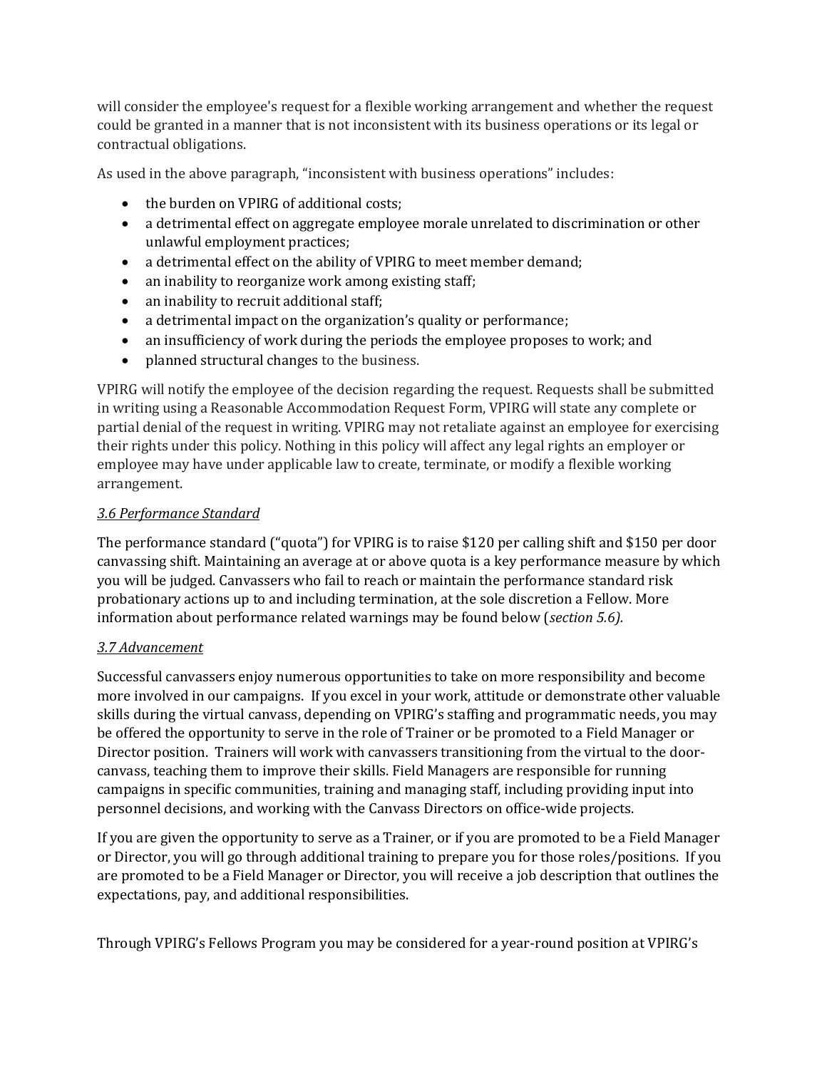will consider the employee's request for a flexible working arrangement and whether the request could be granted in a manner that is not inconsistent with its business operations or its legal or contractual obligations.

As used in the above paragraph, "inconsistent with business operations" includes:

- the burden on VPIRG of additional costs;
- a detrimental effect on aggregate employee morale unrelated to discrimination or other unlawful employment practices;
- a detrimental effect on the ability of VPIRG to meet member demand;
- an inability to reorganize work among existing staff;
- an inability to recruit additional staff;
- a detrimental impact on the organization's quality or performance;
- an insufficiency of work during the periods the employee proposes to work; and
- planned structural changes to the business.

VPIRG will notify the employee of the decision regarding the request. Requests shall be submitted in writing using a Reasonable Accommodation Request Form, VPIRG will state any complete or partial denial of the request in writing. VPIRG may not retaliate against an employee for exercising their rights under this policy. Nothing in this policy will affect any legal rights an employer or employee may have under applicable law to create, terminate, or modify a flexible working arrangement.

### *3.6 Performance Standard*

The performance standard ("quota") for VPIRG is to raise $120 per calling shift and $150 per door canvassing shift. Maintaining an average at or above quota is a key performance measure by which you will be judged. Canvassers who fail to reach or maintain the performance standard risk probationary actions up to and including termination, at the sole discretion a Fellow. More information about performance related warnings may be found below (*section 5.6).*

### *3.7 Advancement*

Successful canvassers enjoy numerous opportunities to take on more responsibility and become more involved in our campaigns. If you excel in your work, attitude or demonstrate other valuable skills during the virtual canvass, depending on VPIRG's staffing and programmatic needs, you may be offered the opportunity to serve in the role of Trainer or be promoted to a Field Manager or Director position. Trainers will work with canvassers transitioning from the virtual to the door-canvass, teaching them to improve their skills. Field Managers are responsible for running campaigns in specific communities, training and managing staff, including providing input into personnel decisions, and working with the Canvass Directors on office-wide projects.

If you are given the opportunity to serve as a Trainer, or if you are promoted to be a Field Manager or Director, you will go through additional training to prepare you for those roles/positions. If you are promoted to be a Field Manager or Director, you will receive a job description that outlines the expectations, pay, and additional responsibilities.

Through VPIRG's Fellows Program you may be considered for a year-round position at VPIRG's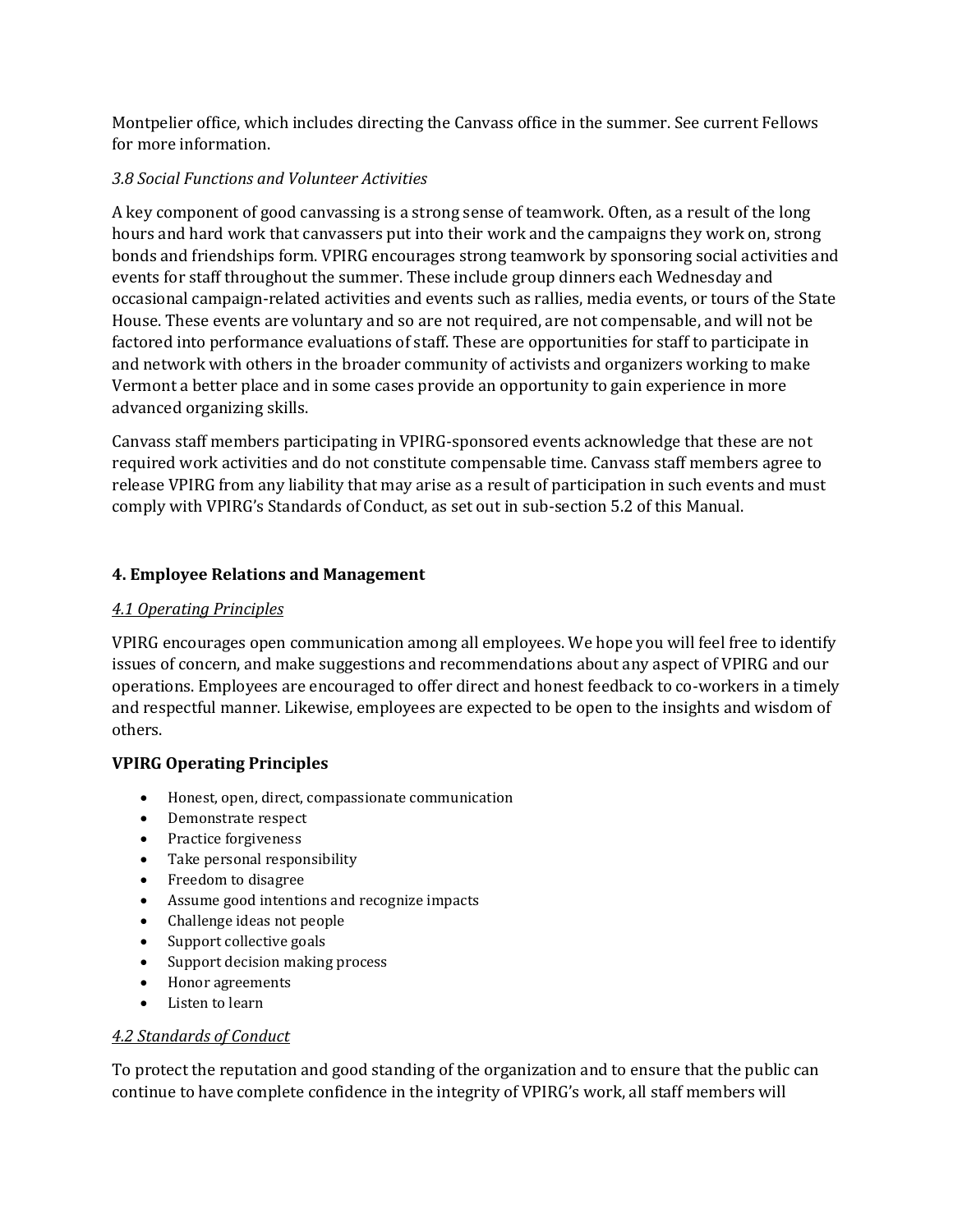Montpelier office, which includes directing the Canvass office in the summer. See current Fellows for more information.

*3.8 Social Functions and Volunteer Activities*

A key component of good canvassing is a strong sense of teamwork. Often, as a result of the long hours and hard work that canvassers put into their work and the campaigns they work on, strong bonds and friendships form. VPIRG encourages strong teamwork by sponsoring social activities and events for staff throughout the summer. These include group dinners each Wednesday and occasional campaign-related activities and events such as rallies, media events, or tours of the State House. These events are voluntary and so are not required, are not compensable, and will not be factored into performance evaluations of staff. These are opportunities for staff to participate in and network with others in the broader community of activists and organizers working to make Vermont a better place and in some cases provide an opportunity to gain experience in more advanced organizing skills.

Canvass staff members participating in VPIRG-sponsored events acknowledge that these are not required work activities and do not constitute compensable time. Canvass staff members agree to release VPIRG from any liability that may arise as a result of participation in such events and must comply with VPIRG's Standards of Conduct, as set out in sub-section 5.2 of this Manual.

## 4. Employee Relations and Management

*4.1 Operating Principles*

VPIRG encourages open communication among all employees. We hope you will feel free to identify issues of concern, and make suggestions and recommendations about any aspect of VPIRG and our operations. Employees are encouraged to offer direct and honest feedback to co-workers in a timely and respectful manner. Likewise, employees are expected to be open to the insights and wisdom of others.

**VPIRG Operating Principles**

- Honest, open, direct, compassionate communication
- Demonstrate respect
- Practice forgiveness
- Take personal responsibility
- Freedom to disagree
- Assume good intentions and recognize impacts
- Challenge ideas not people
- Support collective goals
- Support decision making process
- Honor agreements
- Listen to learn

*4.2 Standards of Conduct*

To protect the reputation and good standing of the organization and to ensure that the public can continue to have complete confidence in the integrity of VPIRG's work, all staff members will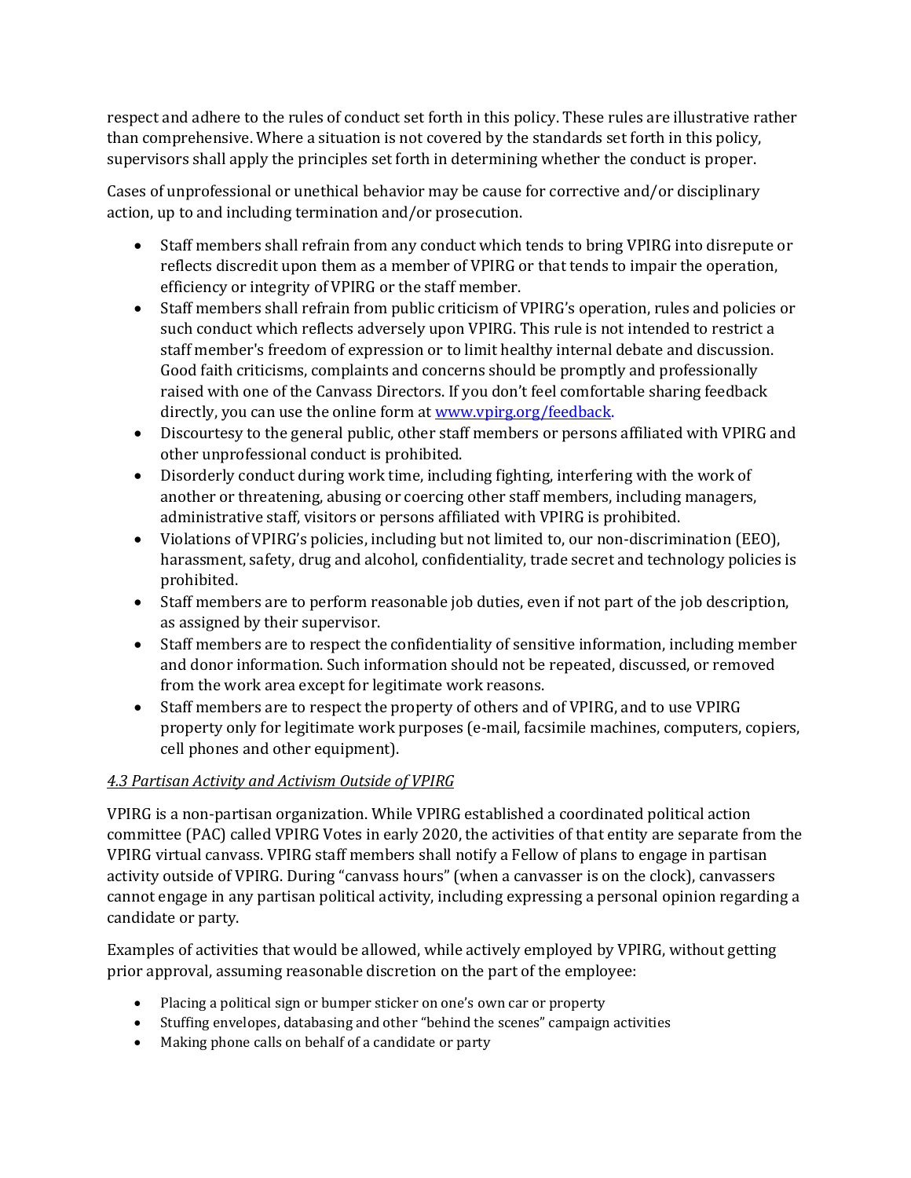respect and adhere to the rules of conduct set forth in this policy. These rules are illustrative rather than comprehensive. Where a situation is not covered by the standards set forth in this policy, supervisors shall apply the principles set forth in determining whether the conduct is proper.

Cases of unprofessional or unethical behavior may be cause for corrective and/or disciplinary action, up to and including termination and/or prosecution.

- Staff members shall refrain from any conduct which tends to bring VPIRG into disrepute or reflects discredit upon them as a member of VPIRG or that tends to impair the operation, efficiency or integrity of VPIRG or the staff member.
- Staff members shall refrain from public criticism of VPIRG's operation, rules and policies or such conduct which reflects adversely upon VPIRG. This rule is not intended to restrict a staff member's freedom of expression or to limit healthy internal debate and discussion. Good faith criticisms, complaints and concerns should be promptly and professionally raised with one of the Canvass Directors. If you don't feel comfortable sharing feedback directly, you can use the online form at [www.vpirg.org/feedback](www.vpirg.org/feedback).
- Discourtesy to the general public, other staff members or persons affiliated with VPIRG and other unprofessional conduct is prohibited.
- Disorderly conduct during work time, including fighting, interfering with the work of another or threatening, abusing or coercing other staff members, including managers, administrative staff, visitors or persons affiliated with VPIRG is prohibited.
- Violations of VPIRG's policies, including but not limited to, our non-discrimination (EEO), harassment, safety, drug and alcohol, confidentiality, trade secret and technology policies is prohibited.
- Staff members are to perform reasonable job duties, even if not part of the job description, as assigned by their supervisor.
- Staff members are to respect the confidentiality of sensitive information, including member and donor information. Such information should not be repeated, discussed, or removed from the work area except for legitimate work reasons.
- Staff members are to respect the property of others and of VPIRG, and to use VPIRG property only for legitimate work purposes (e-mail, facsimile machines, computers, copiers, cell phones and other equipment).

*4.3 Partisan Activity and Activism Outside of VPIRG*

VPIRG is a non-partisan organization. While VPIRG established a coordinated political action committee (PAC) called VPIRG Votes in early 2020, the activities of that entity are separate from the VPIRG virtual canvass. VPIRG staff members shall notify a Fellow of plans to engage in partisan activity outside of VPIRG. During "canvass hours" (when a canvasser is on the clock), canvassers cannot engage in any partisan political activity, including expressing a personal opinion regarding a candidate or party.

Examples of activities that would be allowed, while actively employed by VPIRG, without getting prior approval, assuming reasonable discretion on the part of the employee:

- Placing a political sign or bumper sticker on one's own car or property
- Stuffing envelopes, databasing and other "behind the scenes" campaign activities
- Making phone calls on behalf of a candidate or party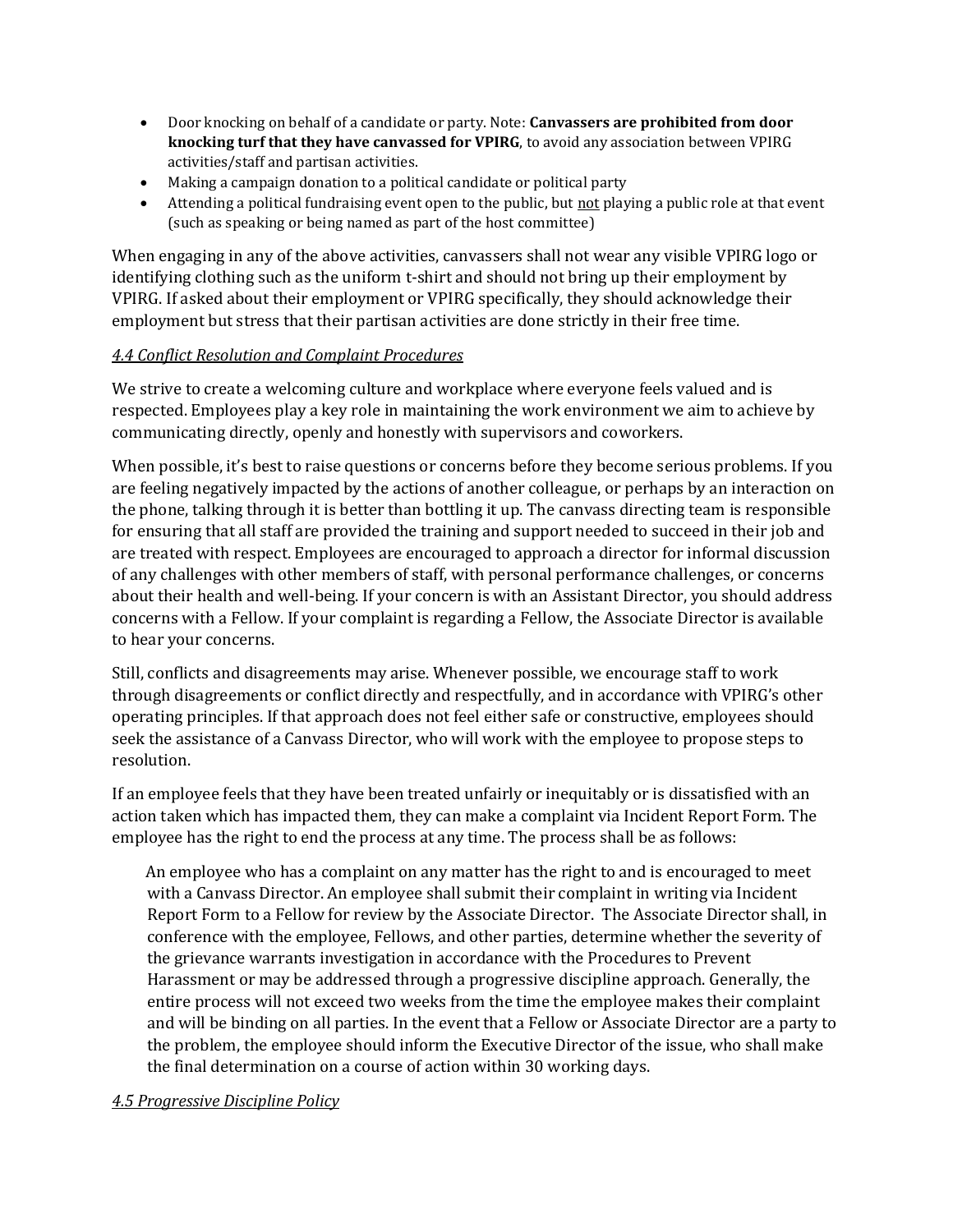- Door knocking on behalf of a candidate or party. Note: **Canvassers are prohibited from door knocking turf that they have canvassed for VPIRG**, to avoid any association between VPIRG activities/staff and partisan activities.
- Making a campaign donation to a political candidate or political party
- Attending a political fundraising event open to the public, but not playing a public role at that event (such as speaking or being named as part of the host committee)

When engaging in any of the above activities, canvassers shall not wear any visible VPIRG logo or identifying clothing such as the uniform t-shirt and should not bring up their employment by VPIRG. If asked about their employment or VPIRG specifically, they should acknowledge their employment but stress that their partisan activities are done strictly in their free time.

### *4.4 Conflict Resolution and Complaint Procedures*

We strive to create a welcoming culture and workplace where everyone feels valued and is respected. Employees play a key role in maintaining the work environment we aim to achieve by communicating directly, openly and honestly with supervisors and coworkers.

When possible, it's best to raise questions or concerns before they become serious problems. If you are feeling negatively impacted by the actions of another colleague, or perhaps by an interaction on the phone, talking through it is better than bottling it up. The canvass directing team is responsible for ensuring that all staff are provided the training and support needed to succeed in their job and are treated with respect. Employees are encouraged to approach a director for informal discussion of any challenges with other members of staff, with personal performance challenges, or concerns about their health and well-being. If your concern is with an Assistant Director, you should address concerns with a Fellow. If your complaint is regarding a Fellow, the Associate Director is available to hear your concerns.

Still, conflicts and disagreements may arise. Whenever possible, we encourage staff to work through disagreements or conflict directly and respectfully, and in accordance with VPIRG's other operating principles. If that approach does not feel either safe or constructive, employees should seek the assistance of a Canvass Director, who will work with the employee to propose steps to resolution.

If an employee feels that they have been treated unfairly or inequitably or is dissatisfied with an action taken which has impacted them, they can make a complaint via Incident Report Form. The employee has the right to end the process at any time. The process shall be as follows:

> An employee who has a complaint on any matter has the right to and is encouraged to meet with a Canvass Director. An employee shall submit their complaint in writing via Incident Report Form to a Fellow for review by the Associate Director. The Associate Director shall, in conference with the employee, Fellows, and other parties, determine whether the severity of the grievance warrants investigation in accordance with the Procedures to Prevent Harassment or may be addressed through a progressive discipline approach. Generally, the entire process will not exceed two weeks from the time the employee makes their complaint and will be binding on all parties. In the event that a Fellow or Associate Director are a party to the problem, the employee should inform the Executive Director of the issue, who shall make the final determination on a course of action within 30 working days.

### *4.5 Progressive Discipline Policy*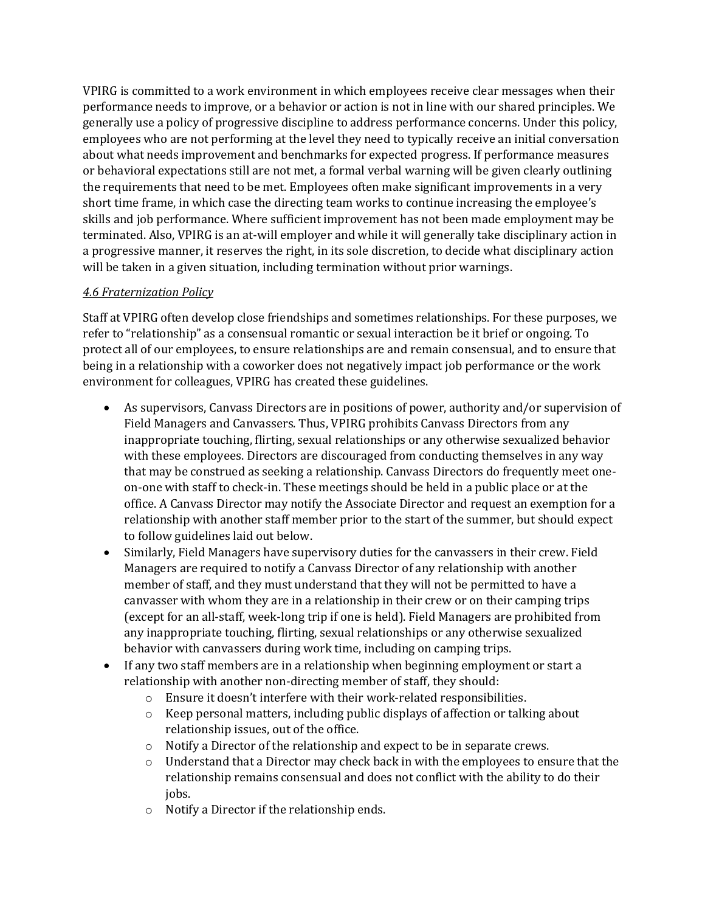VPIRG is committed to a work environment in which employees receive clear messages when their performance needs to improve, or a behavior or action is not in line with our shared principles. We generally use a policy of progressive discipline to address performance concerns. Under this policy, employees who are not performing at the level they need to typically receive an initial conversation about what needs improvement and benchmarks for expected progress. If performance measures or behavioral expectations still are not met, a formal verbal warning will be given clearly outlining the requirements that need to be met. Employees often make significant improvements in a very short time frame, in which case the directing team works to continue increasing the employee's skills and job performance. Where sufficient improvement has not been made employment may be terminated. Also, VPIRG is an at-will employer and while it will generally take disciplinary action in a progressive manner, it reserves the right, in its sole discretion, to decide what disciplinary action will be taken in a given situation, including termination without prior warnings.

*4.6 Fraternization Policy*

Staff at VPIRG often develop close friendships and sometimes relationships. For these purposes, we refer to "relationship" as a consensual romantic or sexual interaction be it brief or ongoing. To protect all of our employees, to ensure relationships are and remain consensual, and to ensure that being in a relationship with a coworker does not negatively impact job performance or the work environment for colleagues, VPIRG has created these guidelines.

- As supervisors, Canvass Directors are in positions of power, authority and/or supervision of Field Managers and Canvassers. Thus, VPIRG prohibits Canvass Directors from any inappropriate touching, flirting, sexual relationships or any otherwise sexualized behavior with these employees. Directors are discouraged from conducting themselves in any way that may be construed as seeking a relationship. Canvass Directors do frequently meet one-on-one with staff to check-in. These meetings should be held in a public place or at the office. A Canvass Director may notify the Associate Director and request an exemption for a relationship with another staff member prior to the start of the summer, but should expect to follow guidelines laid out below.
- Similarly, Field Managers have supervisory duties for the canvassers in their crew. Field Managers are required to notify a Canvass Director of any relationship with another member of staff, and they must understand that they will not be permitted to have a canvasser with whom they are in a relationship in their crew or on their camping trips (except for an all-staff, week-long trip if one is held). Field Managers are prohibited from any inappropriate touching, flirting, sexual relationships or any otherwise sexualized behavior with canvassers during work time, including on camping trips.
- If any two staff members are in a relationship when beginning employment or start a relationship with another non-directing member of staff, they should:
    - Ensure it doesn't interfere with their work-related responsibilities.
    - Keep personal matters, including public displays of affection or talking about relationship issues, out of the office.
    - Notify a Director of the relationship and expect to be in separate crews.
    - Understand that a Director may check back in with the employees to ensure that the relationship remains consensual and does not conflict with the ability to do their jobs.
    - Notify a Director if the relationship ends.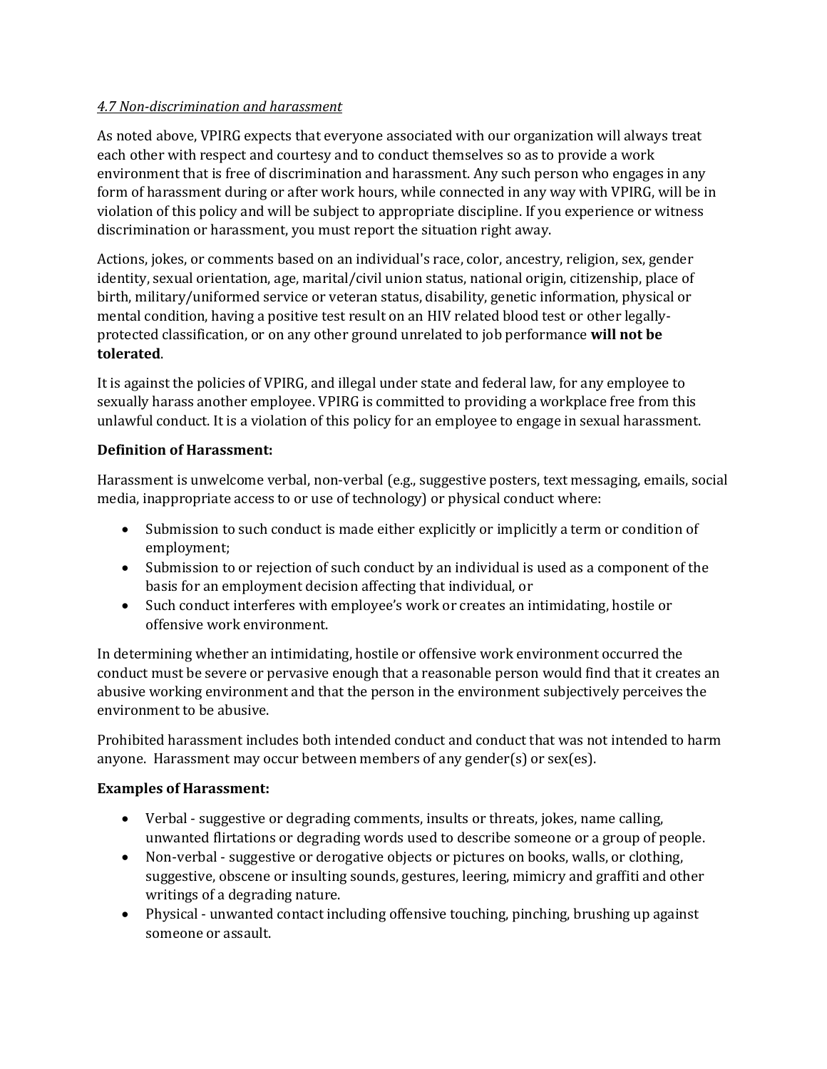*4.7 Non-discrimination and harassment*

As noted above, VPIRG expects that everyone associated with our organization will always treat each other with respect and courtesy and to conduct themselves so as to provide a work environment that is free of discrimination and harassment. Any such person who engages in any form of harassment during or after work hours, while connected in any way with VPIRG, will be in violation of this policy and will be subject to appropriate discipline. If you experience or witness discrimination or harassment, you must report the situation right away.

Actions, jokes, or comments based on an individual's race, color, ancestry, religion, sex, gender identity, sexual orientation, age, marital/civil union status, national origin, citizenship, place of birth, military/uniformed service or veteran status, disability, genetic information, physical or mental condition, having a positive test result on an HIV related blood test or other legally-protected classification, or on any other ground unrelated to job performance **will not be tolerated**.

It is against the policies of VPIRG, and illegal under state and federal law, for any employee to sexually harass another employee. VPIRG is committed to providing a workplace free from this unlawful conduct. It is a violation of this policy for an employee to engage in sexual harassment.

**Definition of Harassment:**

Harassment is unwelcome verbal, non-verbal (e.g., suggestive posters, text messaging, emails, social media, inappropriate access to or use of technology) or physical conduct where:

- Submission to such conduct is made either explicitly or implicitly a term or condition of employment;
- Submission to or rejection of such conduct by an individual is used as a component of the basis for an employment decision affecting that individual, or
- Such conduct interferes with employee's work or creates an intimidating, hostile or offensive work environment.

In determining whether an intimidating, hostile or offensive work environment occurred the conduct must be severe or pervasive enough that a reasonable person would find that it creates an abusive working environment and that the person in the environment subjectively perceives the environment to be abusive.

Prohibited harassment includes both intended conduct and conduct that was not intended to harm anyone. Harassment may occur between members of any gender(s) or sex(es).

**Examples of Harassment:**

- Verbal - suggestive or degrading comments, insults or threats, jokes, name calling, unwanted flirtations or degrading words used to describe someone or a group of people.
- Non-verbal - suggestive or derogative objects or pictures on books, walls, or clothing, suggestive, obscene or insulting sounds, gestures, leering, mimicry and graffiti and other writings of a degrading nature.
- Physical - unwanted contact including offensive touching, pinching, brushing up against someone or assault.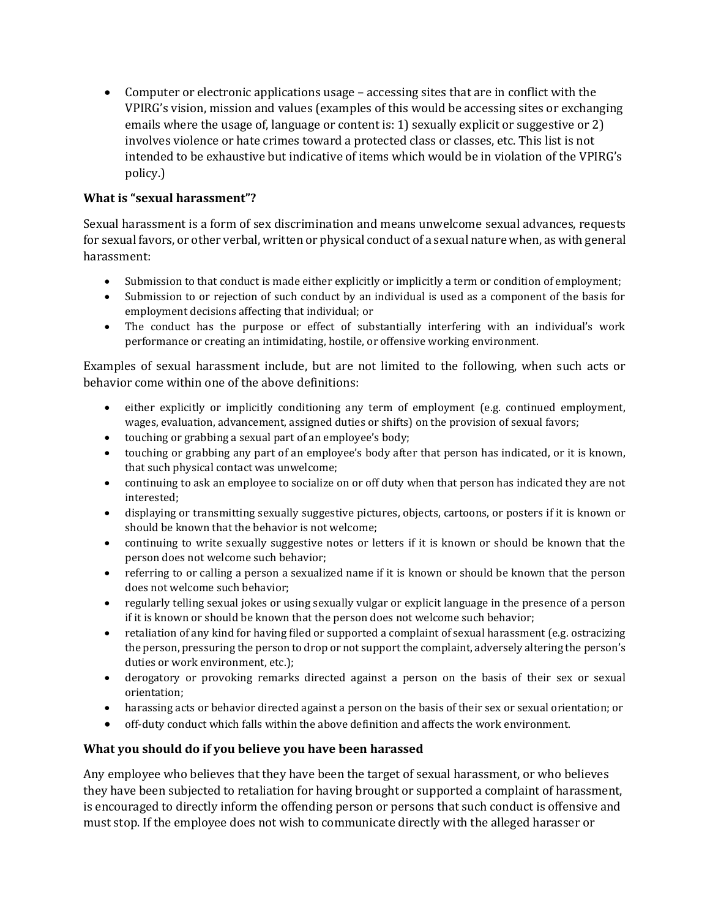- Computer or electronic applications usage – accessing sites that are in conflict with the VPIRG's vision, mission and values (examples of this would be accessing sites or exchanging emails where the usage of, language or content is: 1) sexually explicit or suggestive or 2) involves violence or hate crimes toward a protected class or classes, etc. This list is not intended to be exhaustive but indicative of items which would be in violation of the VPIRG's policy.)

**What is "sexual harassment"?**

Sexual harassment is a form of sex discrimination and means unwelcome sexual advances, requests for sexual favors, or other verbal, written or physical conduct of a sexual nature when, as with general harassment:

- Submission to that conduct is made either explicitly or implicitly a term or condition of employment;
- Submission to or rejection of such conduct by an individual is used as a component of the basis for employment decisions affecting that individual; or
- The conduct has the purpose or effect of substantially interfering with an individual's work performance or creating an intimidating, hostile, or offensive working environment.

Examples of sexual harassment include, but are not limited to the following, when such acts or behavior come within one of the above definitions:

- either explicitly or implicitly conditioning any term of employment (e.g. continued employment, wages, evaluation, advancement, assigned duties or shifts) on the provision of sexual favors;
- touching or grabbing a sexual part of an employee's body;
- touching or grabbing any part of an employee's body after that person has indicated, or it is known, that such physical contact was unwelcome;
- continuing to ask an employee to socialize on or off duty when that person has indicated they are not interested;
- displaying or transmitting sexually suggestive pictures, objects, cartoons, or posters if it is known or should be known that the behavior is not welcome;
- continuing to write sexually suggestive notes or letters if it is known or should be known that the person does not welcome such behavior;
- referring to or calling a person a sexualized name if it is known or should be known that the person does not welcome such behavior;
- regularly telling sexual jokes or using sexually vulgar or explicit language in the presence of a person if it is known or should be known that the person does not welcome such behavior;
- retaliation of any kind for having filed or supported a complaint of sexual harassment (e.g. ostracizing the person, pressuring the person to drop or not support the complaint, adversely altering the person's duties or work environment, etc.);
- derogatory or provoking remarks directed against a person on the basis of their sex or sexual orientation;
- harassing acts or behavior directed against a person on the basis of their sex or sexual orientation; or
- off-duty conduct which falls within the above definition and affects the work environment.

**What you should do if you believe you have been harassed**

Any employee who believes that they have been the target of sexual harassment, or who believes they have been subjected to retaliation for having brought or supported a complaint of harassment, is encouraged to directly inform the offending person or persons that such conduct is offensive and must stop. If the employee does not wish to communicate directly with the alleged harasser or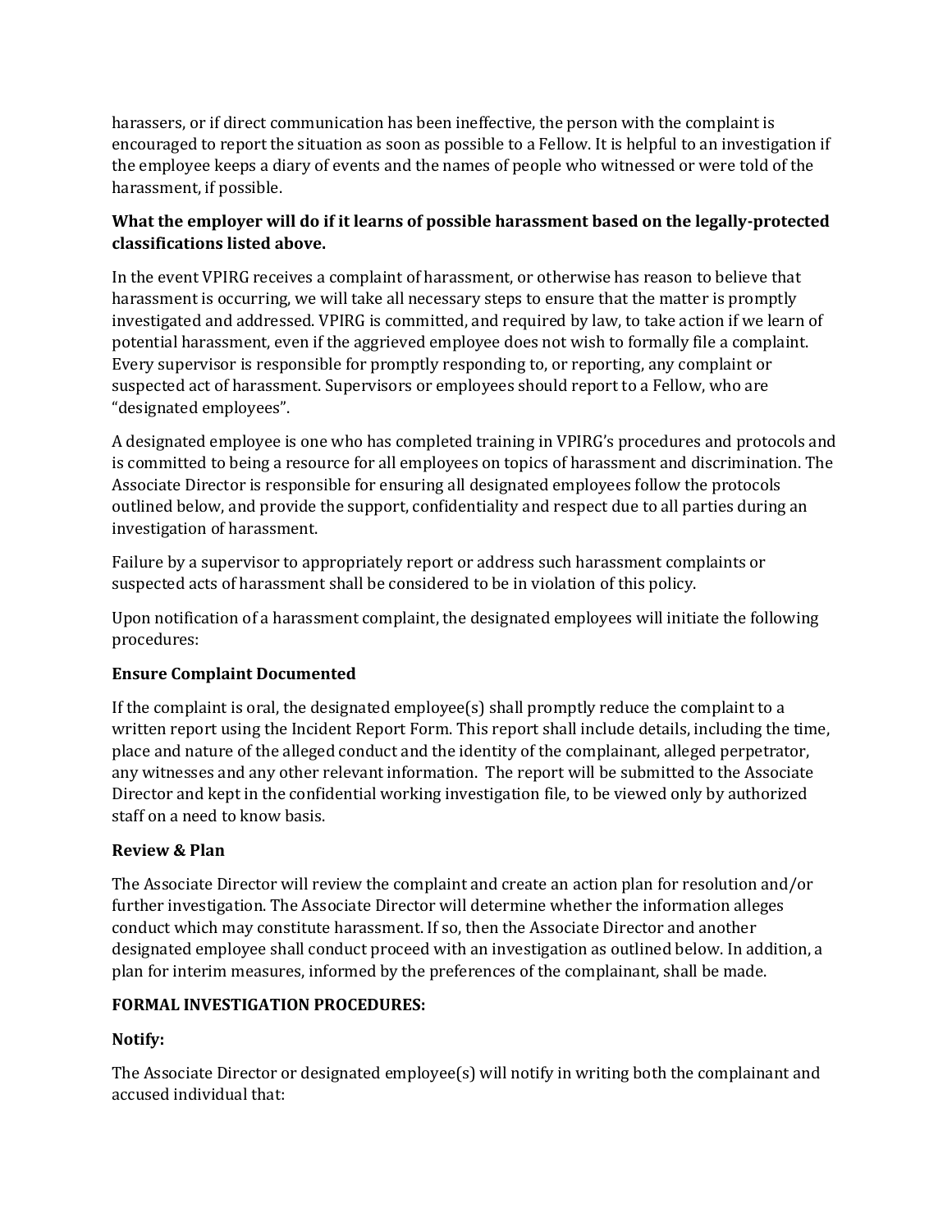harassers, or if direct communication has been ineffective, the person with the complaint is encouraged to report the situation as soon as possible to a Fellow. It is helpful to an investigation if the employee keeps a diary of events and the names of people who witnessed or were told of the harassment, if possible.

**What the employer will do if it learns of possible harassment based on the legally-protected classifications listed above.**

In the event VPIRG receives a complaint of harassment, or otherwise has reason to believe that harassment is occurring, we will take all necessary steps to ensure that the matter is promptly investigated and addressed. VPIRG is committed, and required by law, to take action if we learn of potential harassment, even if the aggrieved employee does not wish to formally file a complaint. Every supervisor is responsible for promptly responding to, or reporting, any complaint or suspected act of harassment. Supervisors or employees should report to a Fellow, who are "designated employees".

A designated employee is one who has completed training in VPIRG's procedures and protocols and is committed to being a resource for all employees on topics of harassment and discrimination. The Associate Director is responsible for ensuring all designated employees follow the protocols outlined below, and provide the support, confidentiality and respect due to all parties during an investigation of harassment.

Failure by a supervisor to appropriately report or address such harassment complaints or suspected acts of harassment shall be considered to be in violation of this policy.

Upon notification of a harassment complaint, the designated employees will initiate the following procedures:

**Ensure Complaint Documented**

If the complaint is oral, the designated employee(s) shall promptly reduce the complaint to a written report using the Incident Report Form. This report shall include details, including the time, place and nature of the alleged conduct and the identity of the complainant, alleged perpetrator, any witnesses and any other relevant information. The report will be submitted to the Associate Director and kept in the confidential working investigation file, to be viewed only by authorized staff on a need to know basis.

**Review & Plan**

The Associate Director will review the complaint and create an action plan for resolution and/or further investigation. The Associate Director will determine whether the information alleges conduct which may constitute harassment. If so, then the Associate Director and another designated employee shall conduct proceed with an investigation as outlined below. In addition, a plan for interim measures, informed by the preferences of the complainant, shall be made.

**FORMAL INVESTIGATION PROCEDURES:**

**Notify:**

The Associate Director or designated employee(s) will notify in writing both the complainant and accused individual that: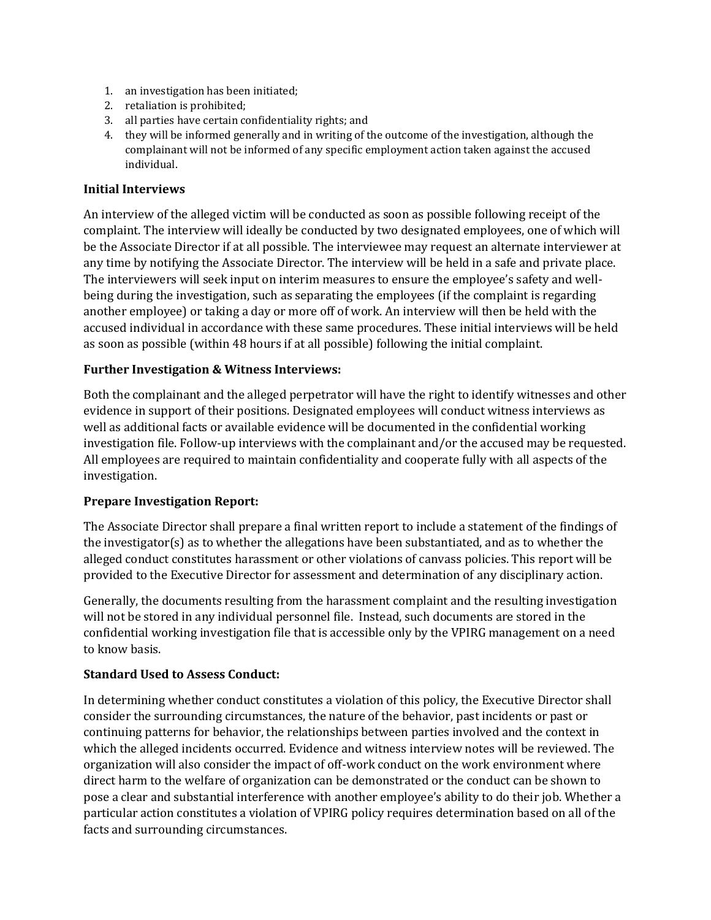1. an investigation has been initiated;
2. retaliation is prohibited;
3. all parties have certain confidentiality rights; and
4. they will be informed generally and in writing of the outcome of the investigation, although the complainant will not be informed of any specific employment action taken against the accused individual.

**Initial Interviews**

An interview of the alleged victim will be conducted as soon as possible following receipt of the complaint. The interview will ideally be conducted by two designated employees, one of which will be the Associate Director if at all possible. The interviewee may request an alternate interviewer at any time by notifying the Associate Director. The interview will be held in a safe and private place. The interviewers will seek input on interim measures to ensure the employee's safety and well-being during the investigation, such as separating the employees (if the complaint is regarding another employee) or taking a day or more off of work. An interview will then be held with the accused individual in accordance with these same procedures. These initial interviews will be held as soon as possible (within 48 hours if at all possible) following the initial complaint.

**Further Investigation & Witness Interviews:**

Both the complainant and the alleged perpetrator will have the right to identify witnesses and other evidence in support of their positions. Designated employees will conduct witness interviews as well as additional facts or available evidence will be documented in the confidential working investigation file. Follow-up interviews with the complainant and/or the accused may be requested. All employees are required to maintain confidentiality and cooperate fully with all aspects of the investigation.

**Prepare Investigation Report:**

The Associate Director shall prepare a final written report to include a statement of the findings of the investigator(s) as to whether the allegations have been substantiated, and as to whether the alleged conduct constitutes harassment or other violations of canvass policies. This report will be provided to the Executive Director for assessment and determination of any disciplinary action.

Generally, the documents resulting from the harassment complaint and the resulting investigation will not be stored in any individual personnel file. Instead, such documents are stored in the confidential working investigation file that is accessible only by the VPIRG management on a need to know basis.

**Standard Used to Assess Conduct:**

In determining whether conduct constitutes a violation of this policy, the Executive Director shall consider the surrounding circumstances, the nature of the behavior, past incidents or past or continuing patterns for behavior, the relationships between parties involved and the context in which the alleged incidents occurred. Evidence and witness interview notes will be reviewed. The organization will also consider the impact of off-work conduct on the work environment where direct harm to the welfare of organization can be demonstrated or the conduct can be shown to pose a clear and substantial interference with another employee's ability to do their job. Whether a particular action constitutes a violation of VPIRG policy requires determination based on all of the facts and surrounding circumstances.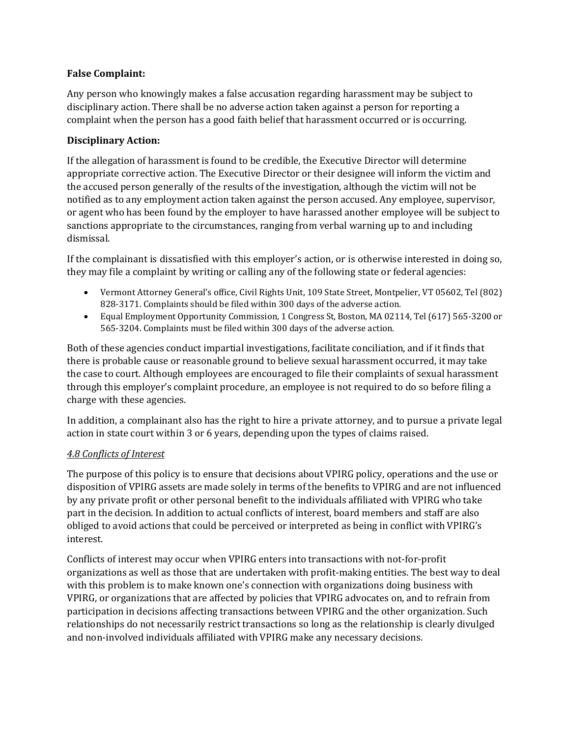**False Complaint:**

Any person who knowingly makes a false accusation regarding harassment may be subject to disciplinary action. There shall be no adverse action taken against a person for reporting a complaint when the person has a good faith belief that harassment occurred or is occurring.

**Disciplinary Action:**

If the allegation of harassment is found to be credible, the Executive Director will determine appropriate corrective action. The Executive Director or their designee will inform the victim and the accused person generally of the results of the investigation, although the victim will not be notified as to any employment action taken against the person accused. Any employee, supervisor, or agent who has been found by the employer to have harassed another employee will be subject to sanctions appropriate to the circumstances, ranging from verbal warning up to and including dismissal.

If the complainant is dissatisfied with this employer's action, or is otherwise interested in doing so, they may file a complaint by writing or calling any of the following state or federal agencies:

- Vermont Attorney General's office, Civil Rights Unit, 109 State Street, Montpelier, VT 05602, Tel (802) 828-3171. Complaints should be filed within 300 days of the adverse action.
- Equal Employment Opportunity Commission, 1 Congress St, Boston, MA 02114, Tel (617) 565-3200 or 565-3204. Complaints must be filed within 300 days of the adverse action.

Both of these agencies conduct impartial investigations, facilitate conciliation, and if it finds that there is probable cause or reasonable ground to believe sexual harassment occurred, it may take the case to court. Although employees are encouraged to file their complaints of sexual harassment through this employer's complaint procedure, an employee is not required to do so before filing a charge with these agencies.

In addition, a complainant also has the right to hire a private attorney, and to pursue a private legal action in state court within 3 or 6 years, depending upon the types of claims raised.

*4.8 Conflicts of Interest*

The purpose of this policy is to ensure that decisions about VPIRG policy, operations and the use or disposition of VPIRG assets are made solely in terms of the benefits to VPIRG and are not influenced by any private profit or other personal benefit to the individuals affiliated with VPIRG who take part in the decision. In addition to actual conflicts of interest, board members and staff are also obliged to avoid actions that could be perceived or interpreted as being in conflict with VPIRG's interest.

Conflicts of interest may occur when VPIRG enters into transactions with not-for-profit organizations as well as those that are undertaken with profit-making entities. The best way to deal with this problem is to make known one's connection with organizations doing business with VPIRG, or organizations that are affected by policies that VPIRG advocates on, and to refrain from participation in decisions affecting transactions between VPIRG and the other organization. Such relationships do not necessarily restrict transactions so long as the relationship is clearly divulged and non-involved individuals affiliated with VPIRG make any necessary decisions.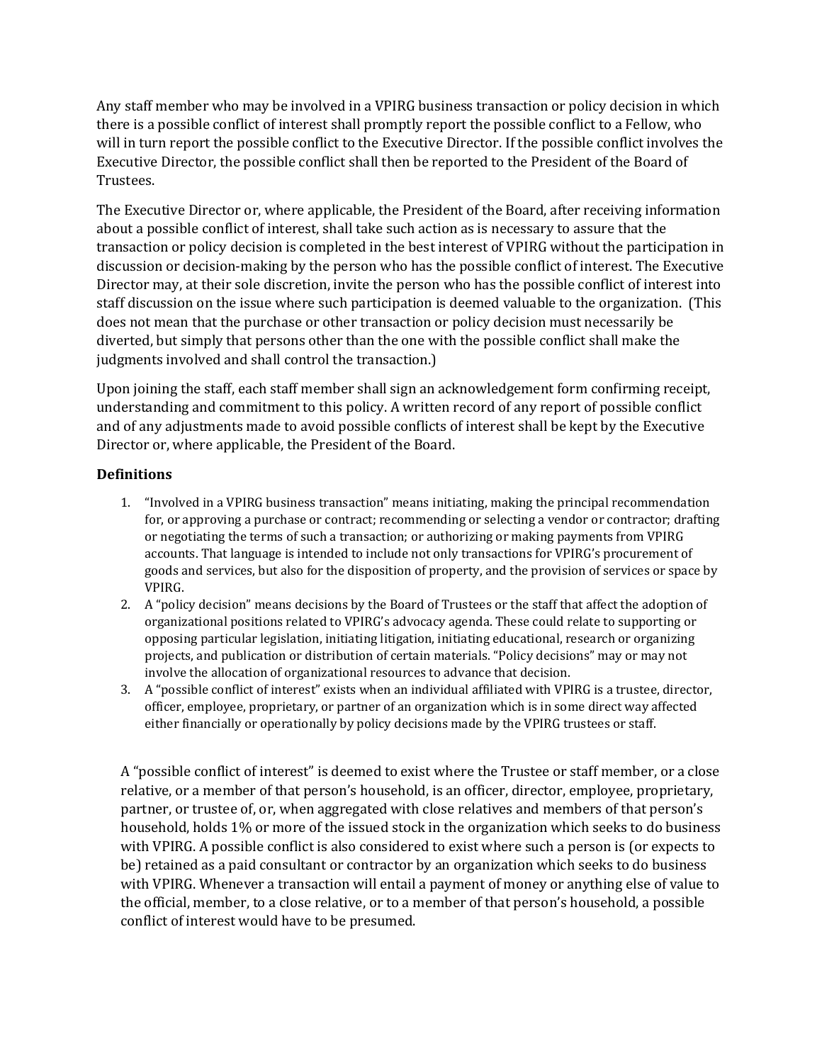Any staff member who may be involved in a VPIRG business transaction or policy decision in which there is a possible conflict of interest shall promptly report the possible conflict to a Fellow, who will in turn report the possible conflict to the Executive Director. If the possible conflict involves the Executive Director, the possible conflict shall then be reported to the President of the Board of Trustees.

The Executive Director or, where applicable, the President of the Board, after receiving information about a possible conflict of interest, shall take such action as is necessary to assure that the transaction or policy decision is completed in the best interest of VPIRG without the participation in discussion or decision-making by the person who has the possible conflict of interest. The Executive Director may, at their sole discretion, invite the person who has the possible conflict of interest into staff discussion on the issue where such participation is deemed valuable to the organization. (This does not mean that the purchase or other transaction or policy decision must necessarily be diverted, but simply that persons other than the one with the possible conflict shall make the judgments involved and shall control the transaction.)

Upon joining the staff, each staff member shall sign an acknowledgement form confirming receipt, understanding and commitment to this policy. A written record of any report of possible conflict and of any adjustments made to avoid possible conflicts of interest shall be kept by the Executive Director or, where applicable, the President of the Board.

**Definitions**

1. "Involved in a VPIRG business transaction" means initiating, making the principal recommendation for, or approving a purchase or contract; recommending or selecting a vendor or contractor; drafting or negotiating the terms of such a transaction; or authorizing or making payments from VPIRG accounts. That language is intended to include not only transactions for VPIRG's procurement of goods and services, but also for the disposition of property, and the provision of services or space by VPIRG.
2. A "policy decision" means decisions by the Board of Trustees or the staff that affect the adoption of organizational positions related to VPIRG's advocacy agenda. These could relate to supporting or opposing particular legislation, initiating litigation, initiating educational, research or organizing projects, and publication or distribution of certain materials. "Policy decisions" may or may not involve the allocation of organizational resources to advance that decision.
3. A "possible conflict of interest" exists when an individual affiliated with VPIRG is a trustee, director, officer, employee, proprietary, or partner of an organization which is in some direct way affected either financially or operationally by policy decisions made by the VPIRG trustees or staff.

A "possible conflict of interest" is deemed to exist where the Trustee or staff member, or a close relative, or a member of that person's household, is an officer, director, employee, proprietary, partner, or trustee of, or, when aggregated with close relatives and members of that person's household, holds 1% or more of the issued stock in the organization which seeks to do business with VPIRG. A possible conflict is also considered to exist where such a person is (or expects to be) retained as a paid consultant or contractor by an organization which seeks to do business with VPIRG. Whenever a transaction will entail a payment of money or anything else of value to the official, member, to a close relative, or to a member of that person's household, a possible conflict of interest would have to be presumed.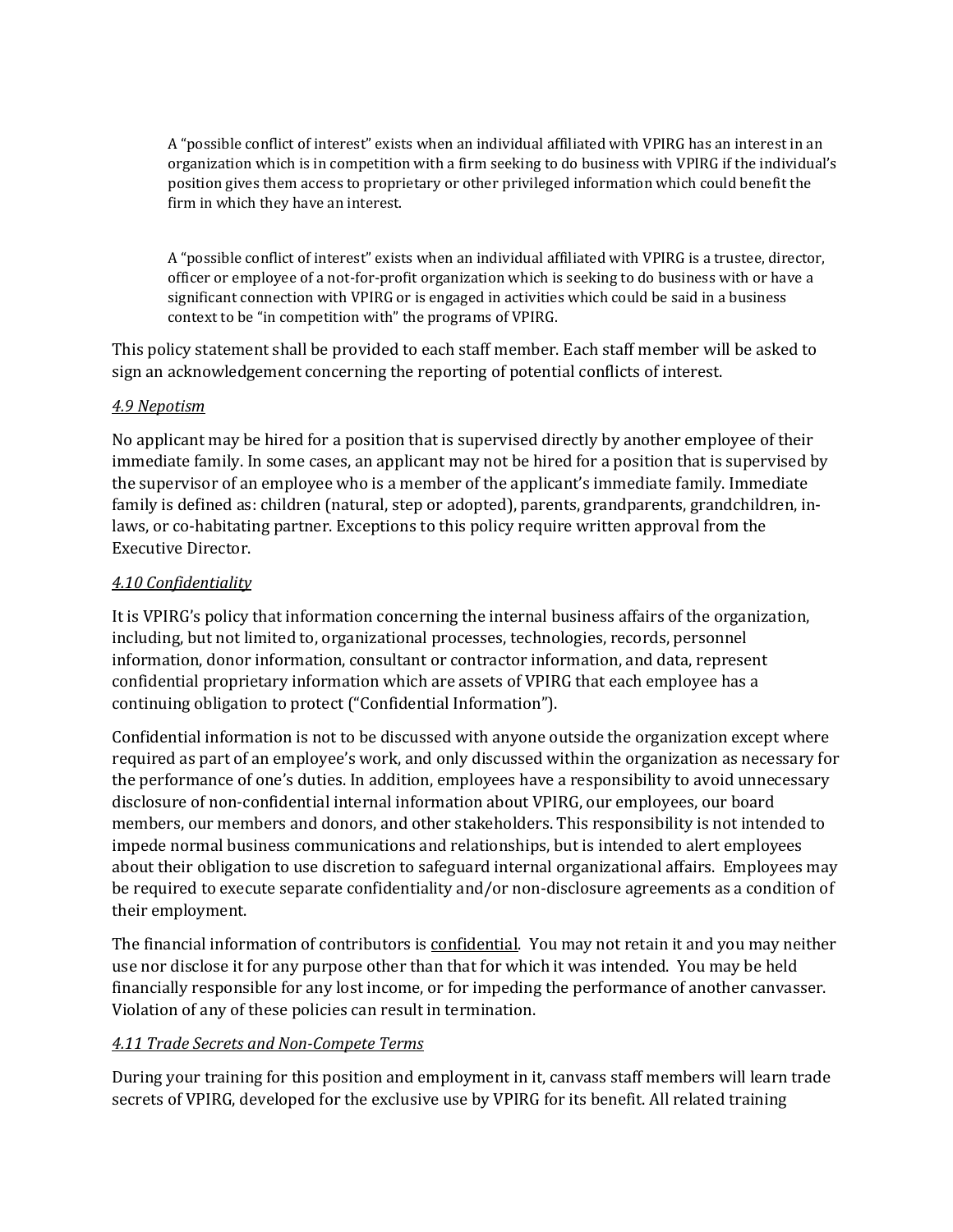> A “possible conflict of interest” exists when an individual affiliated with VPIRG has an interest in an organization which is in competition with a firm seeking to do business with VPIRG if the individual’s position gives them access to proprietary or other privileged information which could benefit the firm in which they have an interest.
>
> A “possible conflict of interest” exists when an individual affiliated with VPIRG is a trustee, director, officer or employee of a not-for-profit organization which is seeking to do business with or have a significant connection with VPIRG or is engaged in activities which could be said in a business context to be “in competition with” the programs of VPIRG.

This policy statement shall be provided to each staff member. Each staff member will be asked to sign an acknowledgement concerning the reporting of potential conflicts of interest.

*4.9 Nepotism*

No applicant may be hired for a position that is supervised directly by another employee of their immediate family. In some cases, an applicant may not be hired for a position that is supervised by the supervisor of an employee who is a member of the applicant’s immediate family. Immediate family is defined as: children (natural, step or adopted), parents, grandparents, grandchildren, in-laws, or co-habitating partner. Exceptions to this policy require written approval from the Executive Director.

*4.10 Confidentiality*

It is VPIRG’s policy that information concerning the internal business affairs of the organization, including, but not limited to, organizational processes, technologies, records, personnel information, donor information, consultant or contractor information, and data, represent confidential proprietary information which are assets of VPIRG that each employee has a continuing obligation to protect (“Confidential Information”).

Confidential information is not to be discussed with anyone outside the organization except where required as part of an employee’s work, and only discussed within the organization as necessary for the performance of one’s duties. In addition, employees have a responsibility to avoid unnecessary disclosure of non-confidential internal information about VPIRG, our employees, our board members, our members and donors, and other stakeholders. This responsibility is not intended to impede normal business communications and relationships, but is intended to alert employees about their obligation to use discretion to safeguard internal organizational affairs. Employees may be required to execute separate confidentiality and/or non-disclosure agreements as a condition of their employment.

The financial information of contributors is <u>confidential</u>. You may not retain it and you may neither use nor disclose it for any purpose other than that for which it was intended. You may be held financially responsible for any lost income, or for impeding the performance of another canvasser. Violation of any of these policies can result in termination.

*4.11 Trade Secrets and Non-Compete Terms*

During your training for this position and employment in it, canvass staff members will learn trade secrets of VPIRG, developed for the exclusive use by VPIRG for its benefit. All related training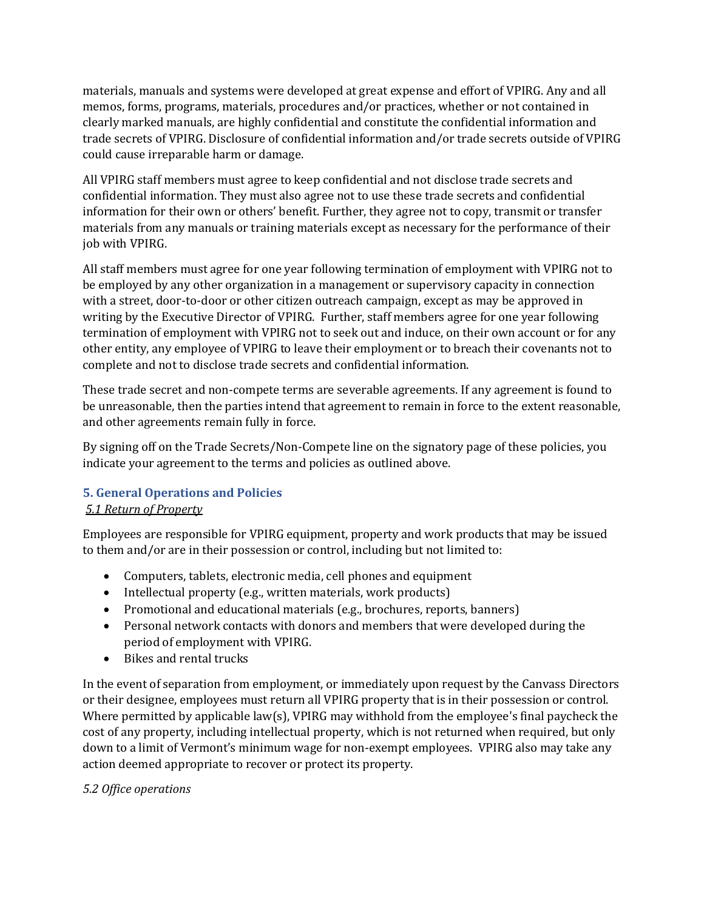materials, manuals and systems were developed at great expense and effort of VPIRG. Any and all memos, forms, programs, materials, procedures and/or practices, whether or not contained in clearly marked manuals, are highly confidential and constitute the confidential information and trade secrets of VPIRG. Disclosure of confidential information and/or trade secrets outside of VPIRG could cause irreparable harm or damage.

All VPIRG staff members must agree to keep confidential and not disclose trade secrets and confidential information. They must also agree not to use these trade secrets and confidential information for their own or others' benefit. Further, they agree not to copy, transmit or transfer materials from any manuals or training materials except as necessary for the performance of their job with VPIRG.

All staff members must agree for one year following termination of employment with VPIRG not to be employed by any other organization in a management or supervisory capacity in connection with a street, door-to-door or other citizen outreach campaign, except as may be approved in writing by the Executive Director of VPIRG. Further, staff members agree for one year following termination of employment with VPIRG not to seek out and induce, on their own account or for any other entity, any employee of VPIRG to leave their employment or to breach their covenants not to complete and not to disclose trade secrets and confidential information.

These trade secret and non-compete terms are severable agreements. If any agreement is found to be unreasonable, then the parties intend that agreement to remain in force to the extent reasonable, and other agreements remain fully in force.

By signing off on the Trade Secrets/Non-Compete line on the signatory page of these policies, you indicate your agreement to the terms and policies as outlined above.

## 5. General Operations and Policies

*5.1 Return of Property*

Employees are responsible for VPIRG equipment, property and work products that may be issued to them and/or are in their possession or control, including but not limited to:

- Computers, tablets, electronic media, cell phones and equipment
- Intellectual property (e.g., written materials, work products)
- Promotional and educational materials (e.g., brochures, reports, banners)
- Personal network contacts with donors and members that were developed during the period of employment with VPIRG.
- Bikes and rental trucks

In the event of separation from employment, or immediately upon request by the Canvass Directors or their designee, employees must return all VPIRG property that is in their possession or control. Where permitted by applicable law(s), VPIRG may withhold from the employee's final paycheck the cost of any property, including intellectual property, which is not returned when required, but only down to a limit of Vermont's minimum wage for non-exempt employees. VPIRG also may take any action deemed appropriate to recover or protect its property.

*5.2 Office operations*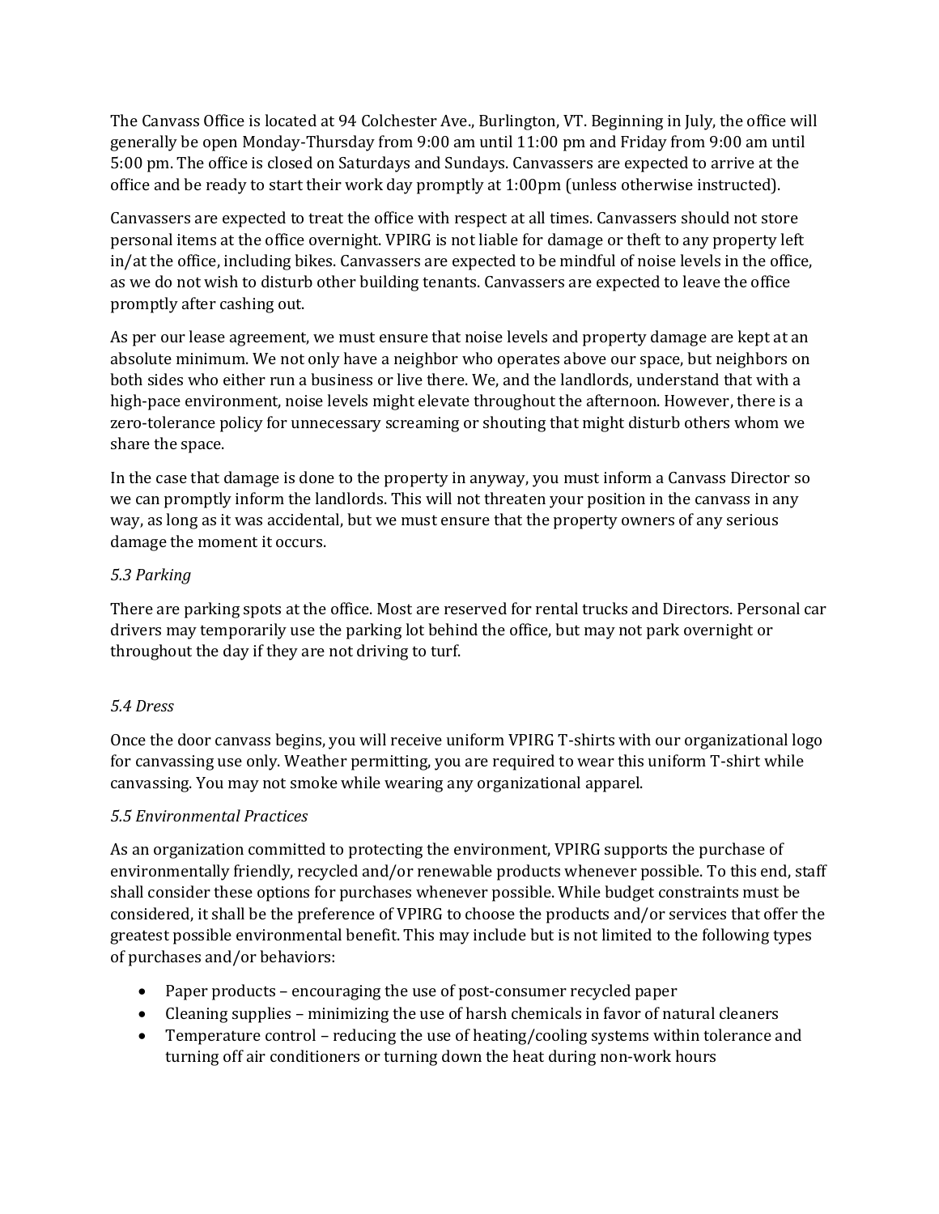The Canvass Office is located at 94 Colchester Ave., Burlington, VT. Beginning in July, the office will generally be open Monday-Thursday from 9:00 am until 11:00 pm and Friday from 9:00 am until 5:00 pm. The office is closed on Saturdays and Sundays. Canvassers are expected to arrive at the office and be ready to start their work day promptly at 1:00pm (unless otherwise instructed).

Canvassers are expected to treat the office with respect at all times. Canvassers should not store personal items at the office overnight. VPIRG is not liable for damage or theft to any property left in/at the office, including bikes. Canvassers are expected to be mindful of noise levels in the office, as we do not wish to disturb other building tenants. Canvassers are expected to leave the office promptly after cashing out.

As per our lease agreement, we must ensure that noise levels and property damage are kept at an absolute minimum. We not only have a neighbor who operates above our space, but neighbors on both sides who either run a business or live there. We, and the landlords, understand that with a high-pace environment, noise levels might elevate throughout the afternoon. However, there is a zero-tolerance policy for unnecessary screaming or shouting that might disturb others whom we share the space.

In the case that damage is done to the property in anyway, you must inform a Canvass Director so we can promptly inform the landlords. This will not threaten your position in the canvass in any way, as long as it was accidental, but we must ensure that the property owners of any serious damage the moment it occurs.

*5.3 Parking*

There are parking spots at the office. Most are reserved for rental trucks and Directors. Personal car drivers may temporarily use the parking lot behind the office, but may not park overnight or throughout the day if they are not driving to turf.

*5.4 Dress*

Once the door canvass begins, you will receive uniform VPIRG T-shirts with our organizational logo for canvassing use only. Weather permitting, you are required to wear this uniform T-shirt while canvassing. You may not smoke while wearing any organizational apparel.

*5.5 Environmental Practices*

As an organization committed to protecting the environment, VPIRG supports the purchase of environmentally friendly, recycled and/or renewable products whenever possible. To this end, staff shall consider these options for purchases whenever possible. While budget constraints must be considered, it shall be the preference of VPIRG to choose the products and/or services that offer the greatest possible environmental benefit. This may include but is not limited to the following types of purchases and/or behaviors:

- Paper products – encouraging the use of post-consumer recycled paper
- Cleaning supplies – minimizing the use of harsh chemicals in favor of natural cleaners
- Temperature control – reducing the use of heating/cooling systems within tolerance and turning off air conditioners or turning down the heat during non-work hours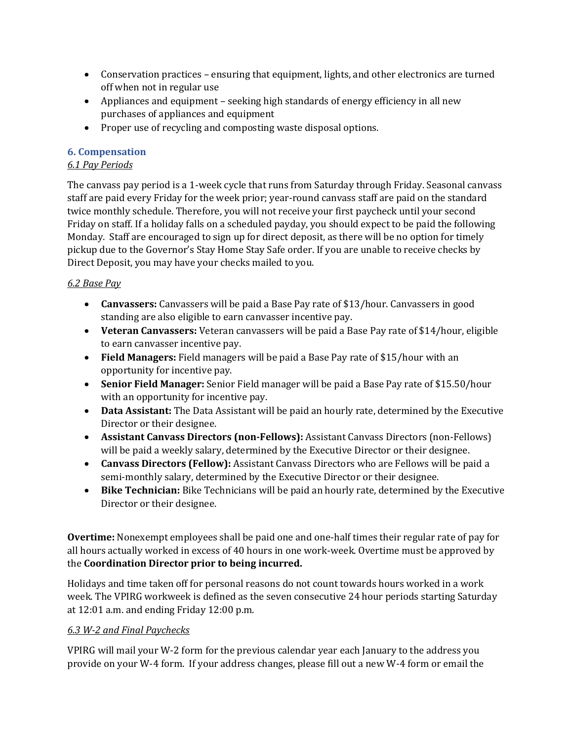- Conservation practices – ensuring that equipment, lights, and other electronics are turned off when not in regular use
- Appliances and equipment – seeking high standards of energy efficiency in all new purchases of appliances and equipment
- Proper use of recycling and composting waste disposal options.

## 6. Compensation

### *6.1 Pay Periods*

The canvass pay period is a 1-week cycle that runs from Saturday through Friday. Seasonal canvass staff are paid every Friday for the week prior; year-round canvass staff are paid on the standard twice monthly schedule. Therefore, you will not receive your first paycheck until your second Friday on staff. If a holiday falls on a scheduled payday, you should expect to be paid the following Monday. Staff are encouraged to sign up for direct deposit, as there will be no option for timely pickup due to the Governor's Stay Home Stay Safe order. If you are unable to receive checks by Direct Deposit, you may have your checks mailed to you.

### *6.2 Base Pay*

- **Canvassers:** Canvassers will be paid a Base Pay rate of $13/hour. Canvassers in good standing are also eligible to earn canvasser incentive pay.
- **Veteran Canvassers:** Veteran canvassers will be paid a Base Pay rate of $14/hour, eligible to earn canvasser incentive pay.
- **Field Managers:** Field managers will be paid a Base Pay rate of $15/hour with an opportunity for incentive pay.
- **Senior Field Manager:** Senior Field manager will be paid a Base Pay rate of $15.50/hour with an opportunity for incentive pay.
- **Data Assistant:** The Data Assistant will be paid an hourly rate, determined by the Executive Director or their designee.
- **Assistant Canvass Directors (non-Fellows):** Assistant Canvass Directors (non-Fellows) will be paid a weekly salary, determined by the Executive Director or their designee.
- **Canvass Directors (Fellow):** Assistant Canvass Directors who are Fellows will be paid a semi-monthly salary, determined by the Executive Director or their designee.
- **Bike Technician:** Bike Technicians will be paid an hourly rate, determined by the Executive Director or their designee.

**Overtime:** Nonexempt employees shall be paid one and one-half times their regular rate of pay for all hours actually worked in excess of 40 hours in one work-week. Overtime must be approved by the **Coordination Director prior to being incurred.**

Holidays and time taken off for personal reasons do not count towards hours worked in a work week. The VPIRG workweek is defined as the seven consecutive 24 hour periods starting Saturday at 12:01 a.m. and ending Friday 12:00 p.m.

### *6.3 W-2 and Final Paychecks*

VPIRG will mail your W-2 form for the previous calendar year each January to the address you provide on your W-4 form. If your address changes, please fill out a new W-4 form or email the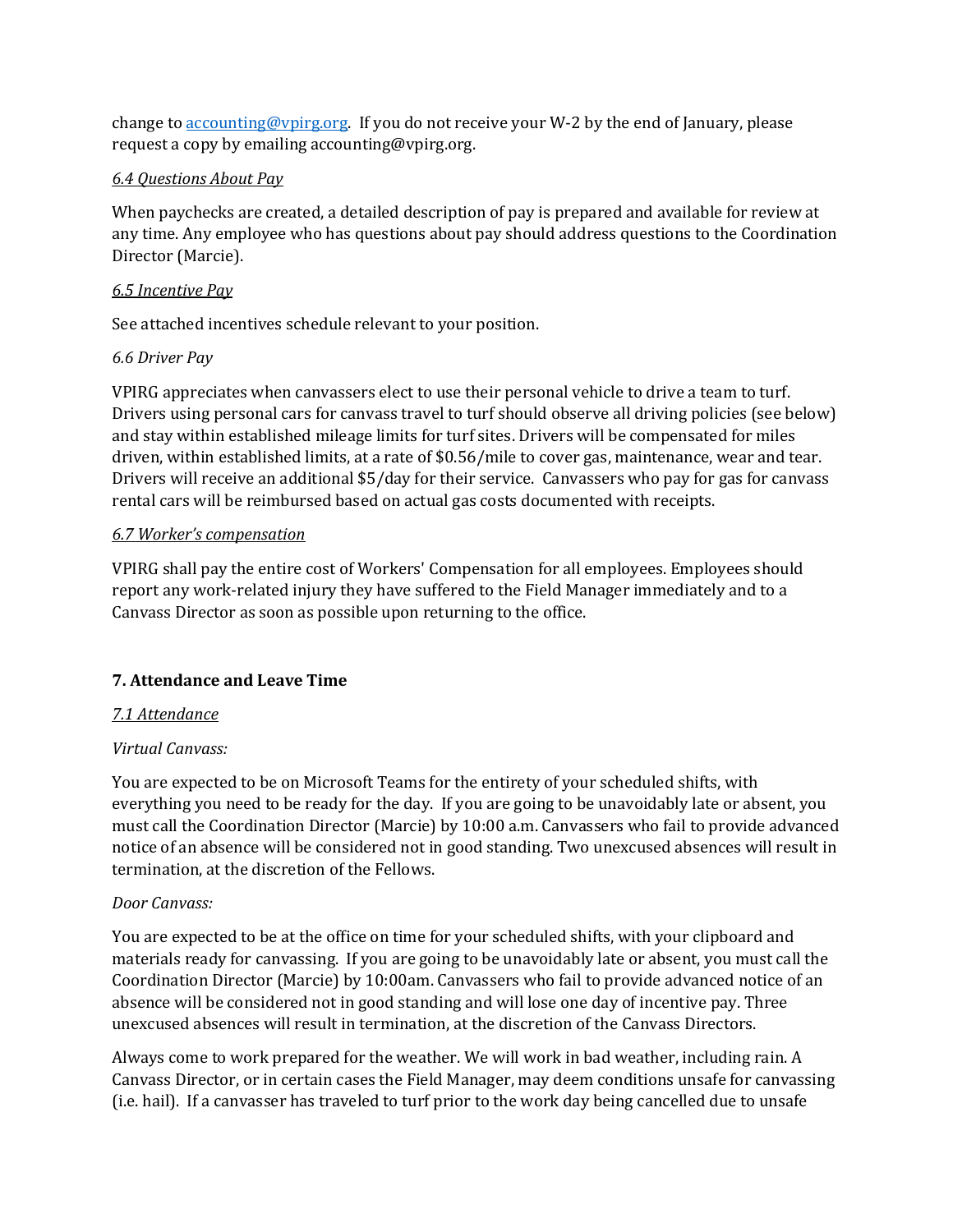change to [accounting@vpirg.org](mailto:accounting@vpirg.org). If you do not receive your W-2 by the end of January, please request a copy by emailing accounting@vpirg.org.

*6.4 Questions About Pay*

When paychecks are created, a detailed description of pay is prepared and available for review at any time. Any employee who has questions about pay should address questions to the Coordination Director (Marcie).

*6.5 Incentive Pay*

See attached incentives schedule relevant to your position.

*6.6 Driver Pay*

VPIRG appreciates when canvassers elect to use their personal vehicle to drive a team to turf. Drivers using personal cars for canvass travel to turf should observe all driving policies (see below) and stay within established mileage limits for turf sites. Drivers will be compensated for miles driven, within established limits, at a rate of $0.56/mile to cover gas, maintenance, wear and tear. Drivers will receive an additional $5/day for their service. Canvassers who pay for gas for canvass rental cars will be reimbursed based on actual gas costs documented with receipts.

*6.7 Worker's compensation*

VPIRG shall pay the entire cost of Workers' Compensation for all employees. Employees should report any work-related injury they have suffered to the Field Manager immediately and to a Canvass Director as soon as possible upon returning to the office.

## 7. Attendance and Leave Time

*7.1 Attendance*

*Virtual Canvass:*

You are expected to be on Microsoft Teams for the entirety of your scheduled shifts, with everything you need to be ready for the day. If you are going to be unavoidably late or absent, you must call the Coordination Director (Marcie) by 10:00 a.m. Canvassers who fail to provide advanced notice of an absence will be considered not in good standing. Two unexcused absences will result in termination, at the discretion of the Fellows.

*Door Canvass:*

You are expected to be at the office on time for your scheduled shifts, with your clipboard and materials ready for canvassing. If you are going to be unavoidably late or absent, you must call the Coordination Director (Marcie) by 10:00am. Canvassers who fail to provide advanced notice of an absence will be considered not in good standing and will lose one day of incentive pay. Three unexcused absences will result in termination, at the discretion of the Canvass Directors.

Always come to work prepared for the weather. We will work in bad weather, including rain. A Canvass Director, or in certain cases the Field Manager, may deem conditions unsafe for canvassing (i.e. hail). If a canvasser has traveled to turf prior to the work day being cancelled due to unsafe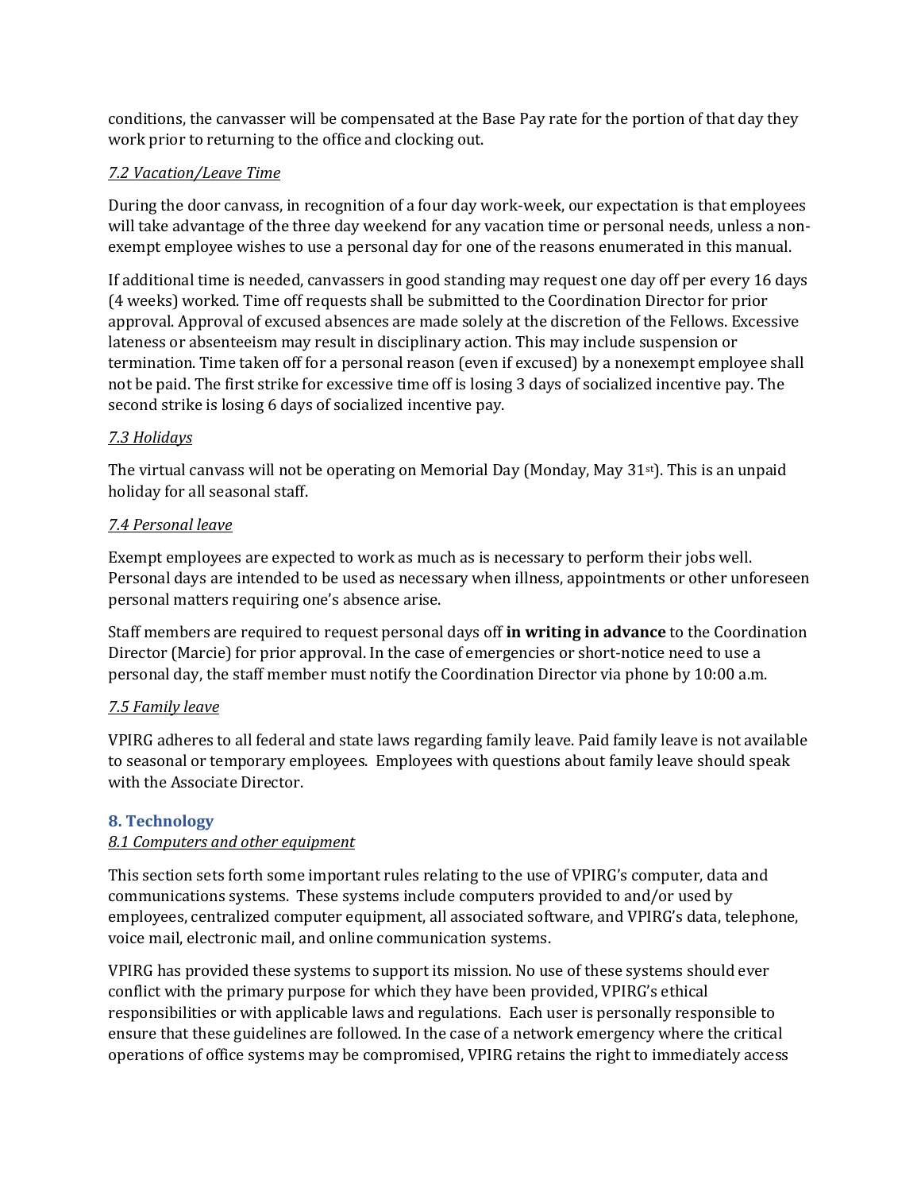conditions, the canvasser will be compensated at the Base Pay rate for the portion of that day they work prior to returning to the office and clocking out.

### *7.2 Vacation/Leave Time*

During the door canvass, in recognition of a four day work-week, our expectation is that employees will take advantage of the three day weekend for any vacation time or personal needs, unless a non-exempt employee wishes to use a personal day for one of the reasons enumerated in this manual.

If additional time is needed, canvassers in good standing may request one day off per every 16 days (4 weeks) worked. Time off requests shall be submitted to the Coordination Director for prior approval. Approval of excused absences are made solely at the discretion of the Fellows. Excessive lateness or absenteeism may result in disciplinary action. This may include suspension or termination. Time taken off for a personal reason (even if excused) by a nonexempt employee shall not be paid. The first strike for excessive time off is losing 3 days of socialized incentive pay. The second strike is losing 6 days of socialized incentive pay.

### *7.3 Holidays*

The virtual canvass will not be operating on Memorial Day (Monday, May 31st). This is an unpaid holiday for all seasonal staff.

### *7.4 Personal leave*

Exempt employees are expected to work as much as is necessary to perform their jobs well. Personal days are intended to be used as necessary when illness, appointments or other unforeseen personal matters requiring one's absence arise.

Staff members are required to request personal days off **in writing in advance** to the Coordination Director (Marcie) for prior approval. In the case of emergencies or short-notice need to use a personal day, the staff member must notify the Coordination Director via phone by 10:00 a.m.

### *7.5 Family leave*

VPIRG adheres to all federal and state laws regarding family leave. Paid family leave is not available to seasonal or temporary employees. Employees with questions about family leave should speak with the Associate Director.

## 8. Technology

### *8.1 Computers and other equipment*

This section sets forth some important rules relating to the use of VPIRG's computer, data and communications systems. These systems include computers provided to and/or used by employees, centralized computer equipment, all associated software, and VPIRG's data, telephone, voice mail, electronic mail, and online communication systems.

VPIRG has provided these systems to support its mission. No use of these systems should ever conflict with the primary purpose for which they have been provided, VPIRG's ethical responsibilities or with applicable laws and regulations. Each user is personally responsible to ensure that these guidelines are followed. In the case of a network emergency where the critical operations of office systems may be compromised, VPIRG retains the right to immediately access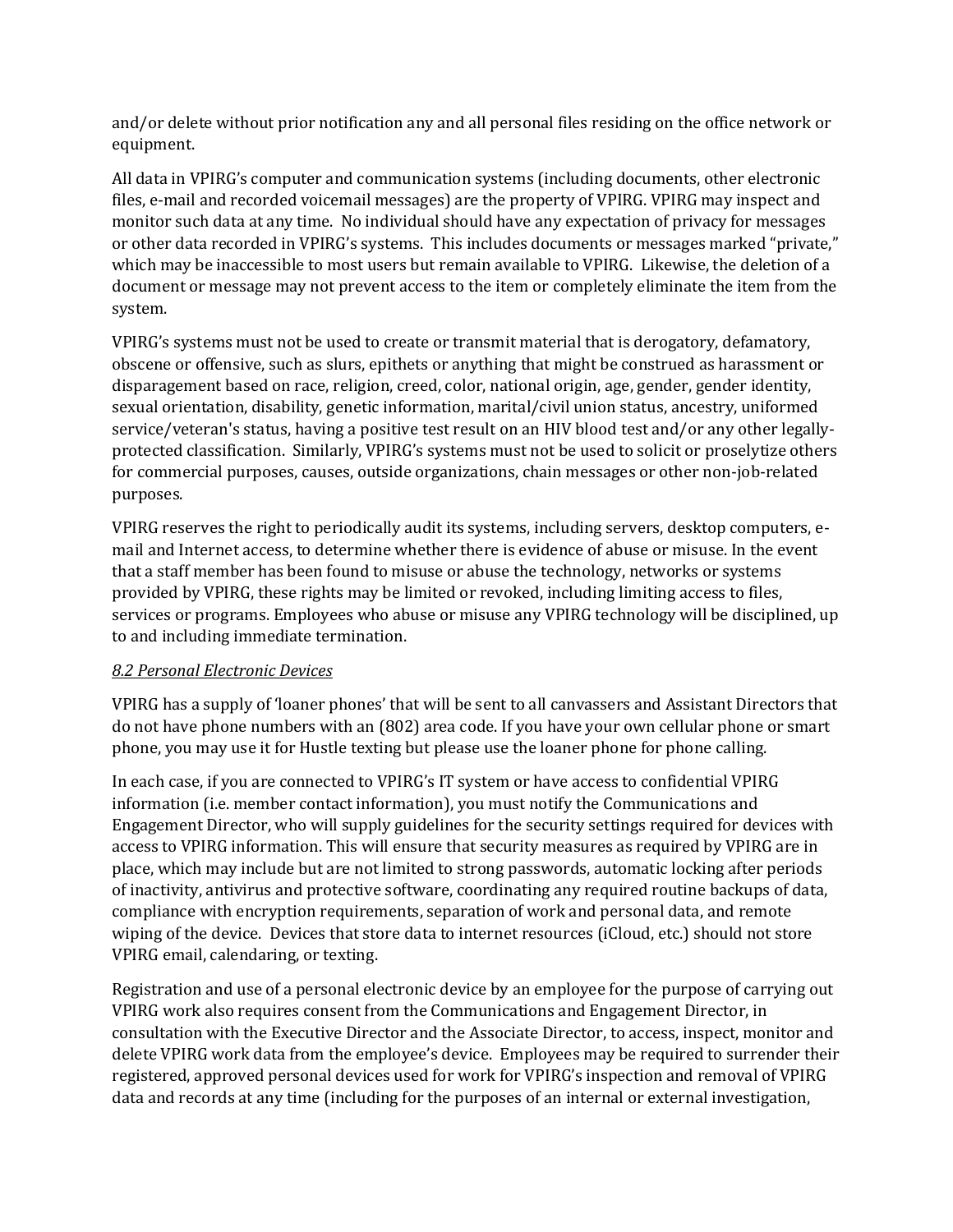and/or delete without prior notification any and all personal files residing on the office network or equipment.

All data in VPIRG's computer and communication systems (including documents, other electronic files, e-mail and recorded voicemail messages) are the property of VPIRG. VPIRG may inspect and monitor such data at any time. No individual should have any expectation of privacy for messages or other data recorded in VPIRG's systems. This includes documents or messages marked "private," which may be inaccessible to most users but remain available to VPIRG. Likewise, the deletion of a document or message may not prevent access to the item or completely eliminate the item from the system.

VPIRG's systems must not be used to create or transmit material that is derogatory, defamatory, obscene or offensive, such as slurs, epithets or anything that might be construed as harassment or disparagement based on race, religion, creed, color, national origin, age, gender, gender identity, sexual orientation, disability, genetic information, marital/civil union status, ancestry, uniformed service/veteran's status, having a positive test result on an HIV blood test and/or any other legally-protected classification. Similarly, VPIRG's systems must not be used to solicit or proselytize others for commercial purposes, causes, outside organizations, chain messages or other non-job-related purposes.

VPIRG reserves the right to periodically audit its systems, including servers, desktop computers, e-mail and Internet access, to determine whether there is evidence of abuse or misuse. In the event that a staff member has been found to misuse or abuse the technology, networks or systems provided by VPIRG, these rights may be limited or revoked, including limiting access to files, services or programs. Employees who abuse or misuse any VPIRG technology will be disciplined, up to and including immediate termination.

*8.2 Personal Electronic Devices*

VPIRG has a supply of 'loaner phones' that will be sent to all canvassers and Assistant Directors that do not have phone numbers with an (802) area code. If you have your own cellular phone or smart phone, you may use it for Hustle texting but please use the loaner phone for phone calling.

In each case, if you are connected to VPIRG's IT system or have access to confidential VPIRG information (i.e. member contact information), you must notify the Communications and Engagement Director, who will supply guidelines for the security settings required for devices with access to VPIRG information. This will ensure that security measures as required by VPIRG are in place, which may include but are not limited to strong passwords, automatic locking after periods of inactivity, antivirus and protective software, coordinating any required routine backups of data, compliance with encryption requirements, separation of work and personal data, and remote wiping of the device. Devices that store data to internet resources (iCloud, etc.) should not store VPIRG email, calendaring, or texting.

Registration and use of a personal electronic device by an employee for the purpose of carrying out VPIRG work also requires consent from the Communications and Engagement Director, in consultation with the Executive Director and the Associate Director, to access, inspect, monitor and delete VPIRG work data from the employee's device. Employees may be required to surrender their registered, approved personal devices used for work for VPIRG's inspection and removal of VPIRG data and records at any time (including for the purposes of an internal or external investigation,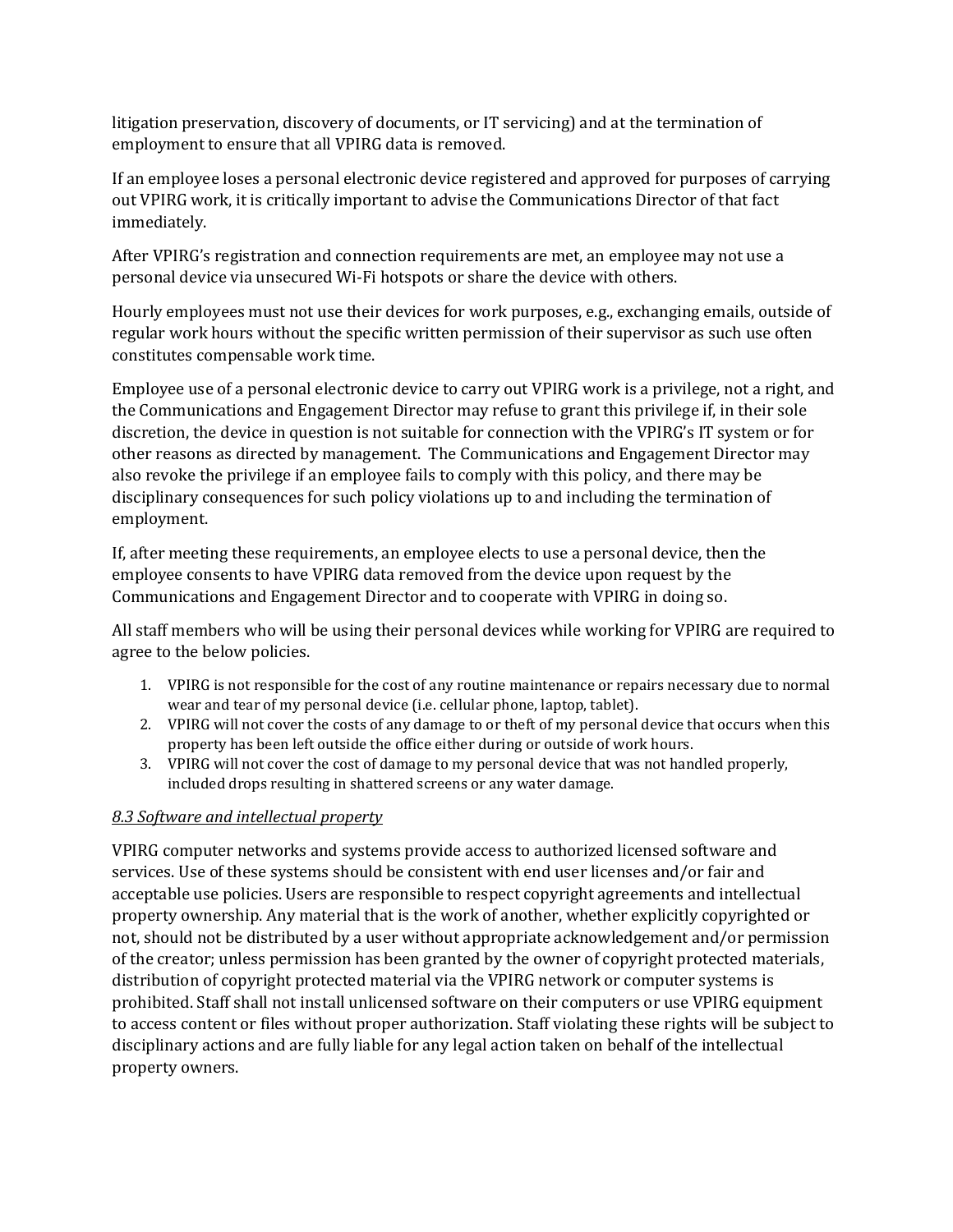litigation preservation, discovery of documents, or IT servicing) and at the termination of employment to ensure that all VPIRG data is removed.

If an employee loses a personal electronic device registered and approved for purposes of carrying out VPIRG work, it is critically important to advise the Communications Director of that fact immediately.

After VPIRG's registration and connection requirements are met, an employee may not use a personal device via unsecured Wi-Fi hotspots or share the device with others.

Hourly employees must not use their devices for work purposes, e.g., exchanging emails, outside of regular work hours without the specific written permission of their supervisor as such use often constitutes compensable work time.

Employee use of a personal electronic device to carry out VPIRG work is a privilege, not a right, and the Communications and Engagement Director may refuse to grant this privilege if, in their sole discretion, the device in question is not suitable for connection with the VPIRG's IT system or for other reasons as directed by management. The Communications and Engagement Director may also revoke the privilege if an employee fails to comply with this policy, and there may be disciplinary consequences for such policy violations up to and including the termination of employment.

If, after meeting these requirements, an employee elects to use a personal device, then the employee consents to have VPIRG data removed from the device upon request by the Communications and Engagement Director and to cooperate with VPIRG in doing so.

All staff members who will be using their personal devices while working for VPIRG are required to agree to the below policies.

1. VPIRG is not responsible for the cost of any routine maintenance or repairs necessary due to normal wear and tear of my personal device (i.e. cellular phone, laptop, tablet).
2. VPIRG will not cover the costs of any damage to or theft of my personal device that occurs when this property has been left outside the office either during or outside of work hours.
3. VPIRG will not cover the cost of damage to my personal device that was not handled properly, included drops resulting in shattered screens or any water damage.

*8.3 Software and intellectual property*

VPIRG computer networks and systems provide access to authorized licensed software and services. Use of these systems should be consistent with end user licenses and/or fair and acceptable use policies. Users are responsible to respect copyright agreements and intellectual property ownership. Any material that is the work of another, whether explicitly copyrighted or not, should not be distributed by a user without appropriate acknowledgement and/or permission of the creator; unless permission has been granted by the owner of copyright protected materials, distribution of copyright protected material via the VPIRG network or computer systems is prohibited. Staff shall not install unlicensed software on their computers or use VPIRG equipment to access content or files without proper authorization. Staff violating these rights will be subject to disciplinary actions and are fully liable for any legal action taken on behalf of the intellectual property owners.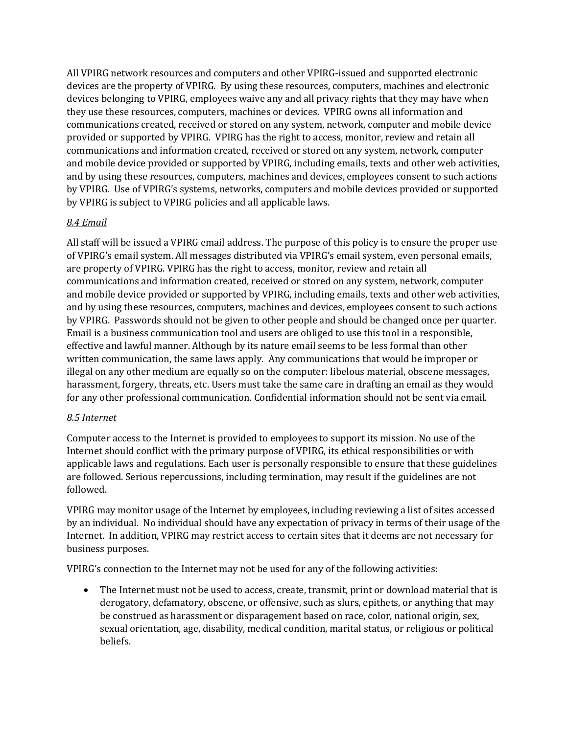All VPIRG network resources and computers and other VPIRG-issued and supported electronic devices are the property of VPIRG. By using these resources, computers, machines and electronic devices belonging to VPIRG, employees waive any and all privacy rights that they may have when they use these resources, computers, machines or devices. VPIRG owns all information and communications created, received or stored on any system, network, computer and mobile device provided or supported by VPIRG. VPIRG has the right to access, monitor, review and retain all communications and information created, received or stored on any system, network, computer and mobile device provided or supported by VPIRG, including emails, texts and other web activities, and by using these resources, computers, machines and devices, employees consent to such actions by VPIRG. Use of VPIRG's systems, networks, computers and mobile devices provided or supported by VPIRG is subject to VPIRG policies and all applicable laws.

*8.4 Email*

All staff will be issued a VPIRG email address. The purpose of this policy is to ensure the proper use of VPIRG's email system. All messages distributed via VPIRG's email system, even personal emails, are property of VPIRG. VPIRG has the right to access, monitor, review and retain all communications and information created, received or stored on any system, network, computer and mobile device provided or supported by VPIRG, including emails, texts and other web activities, and by using these resources, computers, machines and devices, employees consent to such actions by VPIRG. Passwords should not be given to other people and should be changed once per quarter. Email is a business communication tool and users are obliged to use this tool in a responsible, effective and lawful manner. Although by its nature email seems to be less formal than other written communication, the same laws apply. Any communications that would be improper or illegal on any other medium are equally so on the computer: libelous material, obscene messages, harassment, forgery, threats, etc. Users must take the same care in drafting an email as they would for any other professional communication. Confidential information should not be sent via email.

*8.5 Internet*

Computer access to the Internet is provided to employees to support its mission. No use of the Internet should conflict with the primary purpose of VPIRG, its ethical responsibilities or with applicable laws and regulations. Each user is personally responsible to ensure that these guidelines are followed. Serious repercussions, including termination, may result if the guidelines are not followed.

VPIRG may monitor usage of the Internet by employees, including reviewing a list of sites accessed by an individual. No individual should have any expectation of privacy in terms of their usage of the Internet. In addition, VPIRG may restrict access to certain sites that it deems are not necessary for business purposes.

VPIRG's connection to the Internet may not be used for any of the following activities:

- The Internet must not be used to access, create, transmit, print or download material that is derogatory, defamatory, obscene, or offensive, such as slurs, epithets, or anything that may be construed as harassment or disparagement based on race, color, national origin, sex, sexual orientation, age, disability, medical condition, marital status, or religious or political beliefs.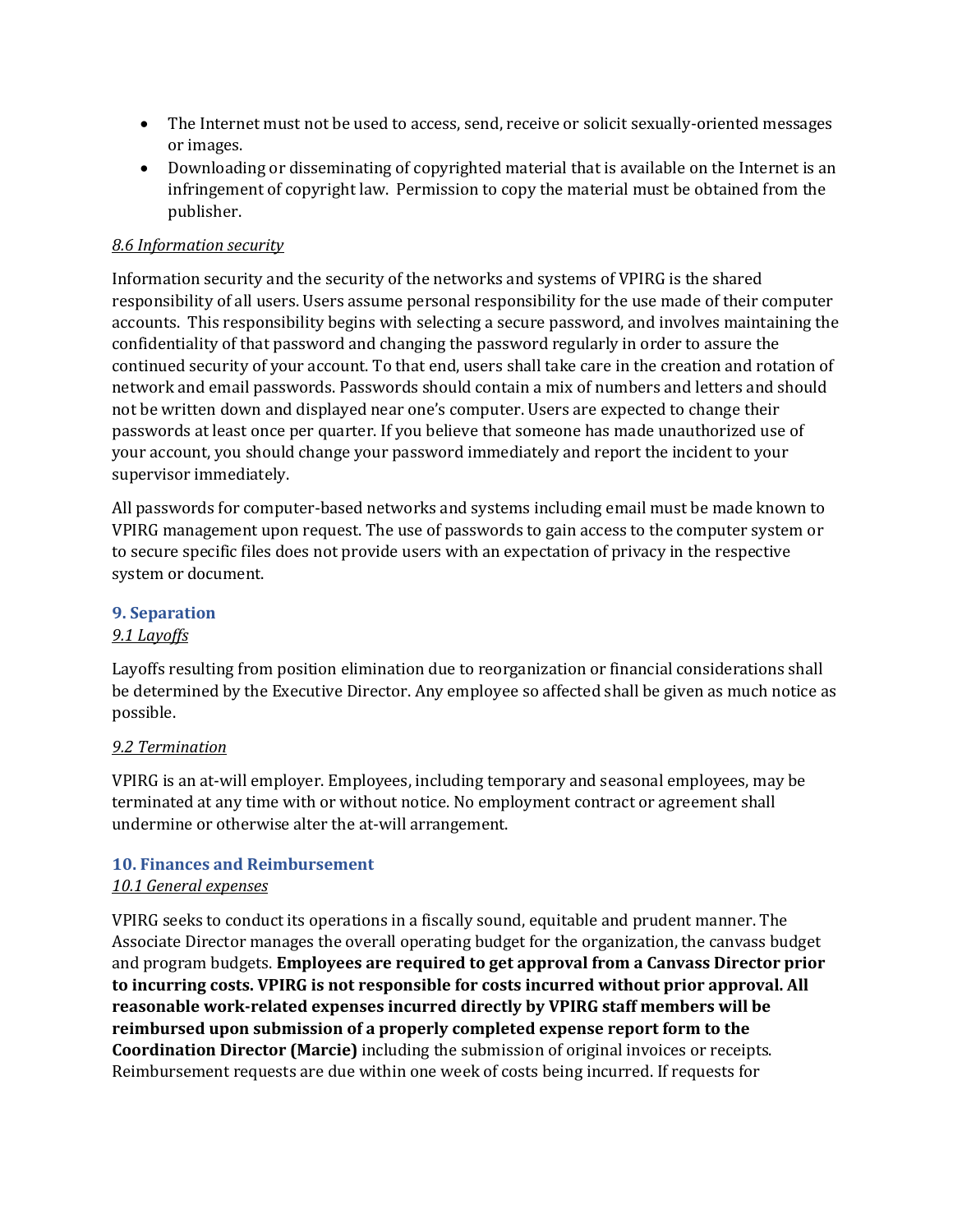- The Internet must not be used to access, send, receive or solicit sexually-oriented messages or images.
- Downloading or disseminating of copyrighted material that is available on the Internet is an infringement of copyright law. Permission to copy the material must be obtained from the publisher.

*8.6 Information security*

Information security and the security of the networks and systems of VPIRG is the shared responsibility of all users. Users assume personal responsibility for the use made of their computer accounts. This responsibility begins with selecting a secure password, and involves maintaining the confidentiality of that password and changing the password regularly in order to assure the continued security of your account. To that end, users shall take care in the creation and rotation of network and email passwords. Passwords should contain a mix of numbers and letters and should not be written down and displayed near one's computer. Users are expected to change their passwords at least once per quarter. If you believe that someone has made unauthorized use of your account, you should change your password immediately and report the incident to your supervisor immediately.

All passwords for computer-based networks and systems including email must be made known to VPIRG management upon request. The use of passwords to gain access to the computer system or to secure specific files does not provide users with an expectation of privacy in the respective system or document.

## 9. Separation

*9.1 Layoffs*

Layoffs resulting from position elimination due to reorganization or financial considerations shall be determined by the Executive Director. Any employee so affected shall be given as much notice as possible.

*9.2 Termination*

VPIRG is an at-will employer. Employees, including temporary and seasonal employees, may be terminated at any time with or without notice. No employment contract or agreement shall undermine or otherwise alter the at-will arrangement.

## 10. Finances and Reimbursement

*10.1 General expenses*

VPIRG seeks to conduct its operations in a fiscally sound, equitable and prudent manner. The Associate Director manages the overall operating budget for the organization, the canvass budget and program budgets. **Employees are required to get approval from a Canvass Director prior to incurring costs. VPIRG is not responsible for costs incurred without prior approval. All reasonable work-related expenses incurred directly by VPIRG staff members will be reimbursed upon submission of a properly completed expense report form to the Coordination Director (Marcie)** including the submission of original invoices or receipts. Reimbursement requests are due within one week of costs being incurred. If requests for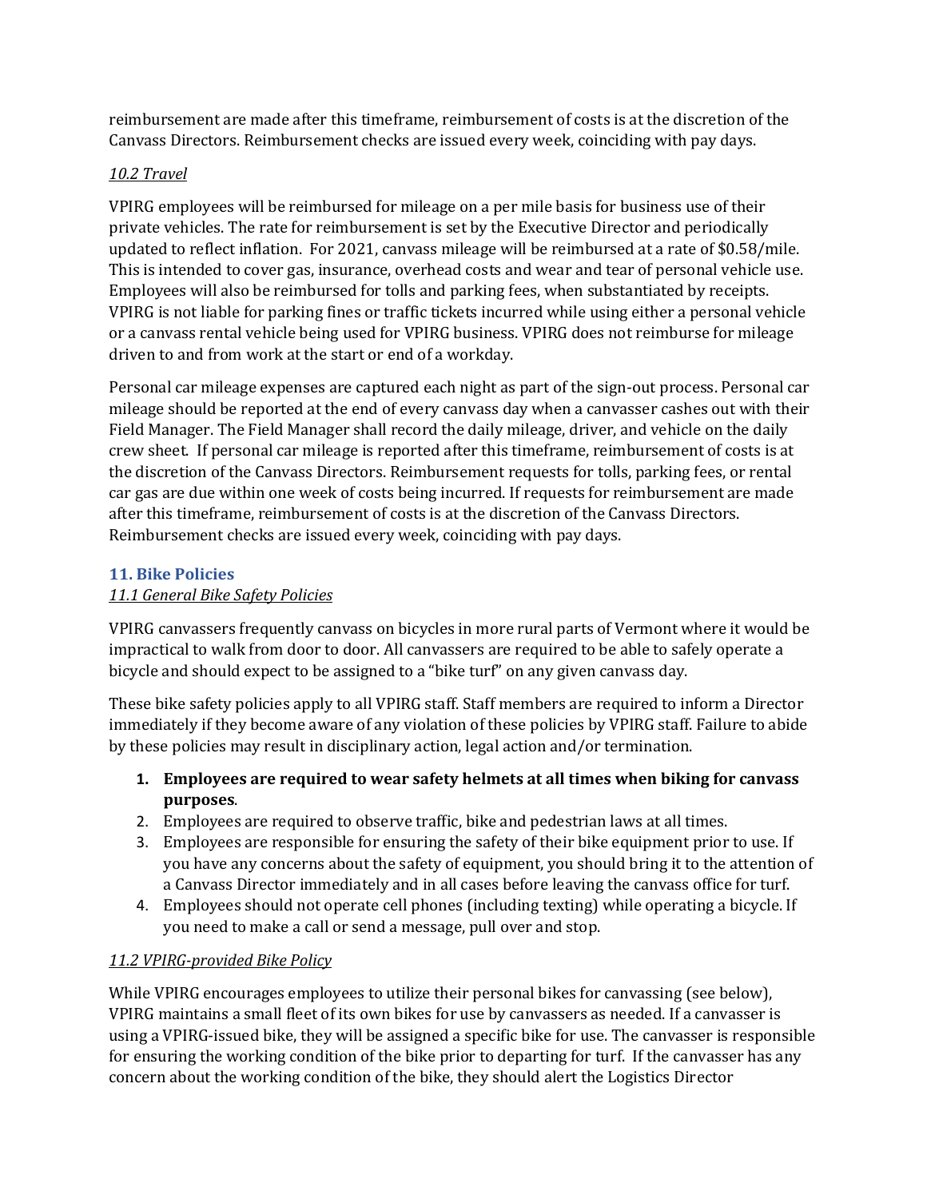reimbursement are made after this timeframe, reimbursement of costs is at the discretion of the Canvass Directors. Reimbursement checks are issued every week, coinciding with pay days.

### *10.2 Travel*

VPIRG employees will be reimbursed for mileage on a per mile basis for business use of their private vehicles. The rate for reimbursement is set by the Executive Director and periodically updated to reflect inflation. For 2021, canvass mileage will be reimbursed at a rate of $0.58/mile. This is intended to cover gas, insurance, overhead costs and wear and tear of personal vehicle use. Employees will also be reimbursed for tolls and parking fees, when substantiated by receipts. VPIRG is not liable for parking fines or traffic tickets incurred while using either a personal vehicle or a canvass rental vehicle being used for VPIRG business. VPIRG does not reimburse for mileage driven to and from work at the start or end of a workday.

Personal car mileage expenses are captured each night as part of the sign-out process. Personal car mileage should be reported at the end of every canvass day when a canvasser cashes out with their Field Manager. The Field Manager shall record the daily mileage, driver, and vehicle on the daily crew sheet. If personal car mileage is reported after this timeframe, reimbursement of costs is at the discretion of the Canvass Directors. Reimbursement requests for tolls, parking fees, or rental car gas are due within one week of costs being incurred. If requests for reimbursement are made after this timeframe, reimbursement of costs is at the discretion of the Canvass Directors. Reimbursement checks are issued every week, coinciding with pay days.

## 11. Bike Policies

### *11.1 General Bike Safety Policies*

VPIRG canvassers frequently canvass on bicycles in more rural parts of Vermont where it would be impractical to walk from door to door. All canvassers are required to be able to safely operate a bicycle and should expect to be assigned to a "bike turf" on any given canvass day.

These bike safety policies apply to all VPIRG staff. Staff members are required to inform a Director immediately if they become aware of any violation of these policies by VPIRG staff. Failure to abide by these policies may result in disciplinary action, legal action and/or termination.

1. **Employees are required to wear safety helmets at all times when biking for canvass purposes**.
2. Employees are required to observe traffic, bike and pedestrian laws at all times.
3. Employees are responsible for ensuring the safety of their bike equipment prior to use. If you have any concerns about the safety of equipment, you should bring it to the attention of a Canvass Director immediately and in all cases before leaving the canvass office for turf.
4. Employees should not operate cell phones (including texting) while operating a bicycle. If you need to make a call or send a message, pull over and stop.

### *11.2 VPIRG-provided Bike Policy*

While VPIRG encourages employees to utilize their personal bikes for canvassing (see below), VPIRG maintains a small fleet of its own bikes for use by canvassers as needed. If a canvasser is using a VPIRG-issued bike, they will be assigned a specific bike for use. The canvasser is responsible for ensuring the working condition of the bike prior to departing for turf. If the canvasser has any concern about the working condition of the bike, they should alert the Logistics Director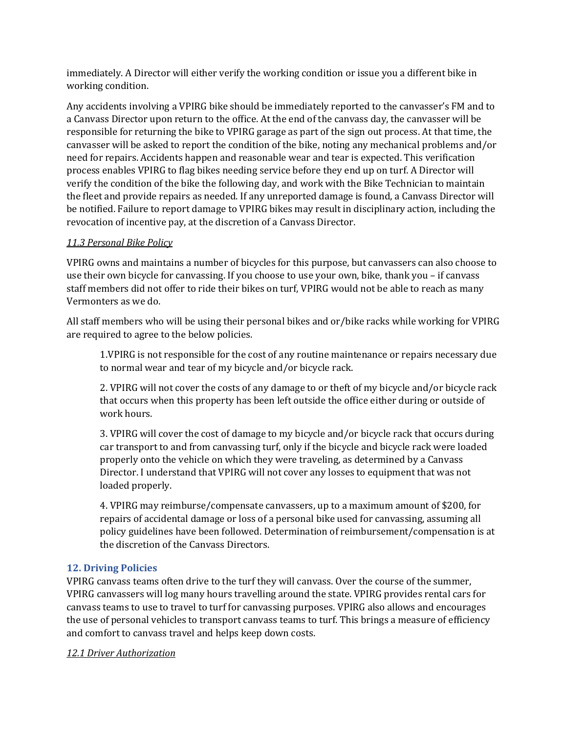immediately. A Director will either verify the working condition or issue you a different bike in working condition.

Any accidents involving a VPIRG bike should be immediately reported to the canvasser's FM and to a Canvass Director upon return to the office. At the end of the canvass day, the canvasser will be responsible for returning the bike to VPIRG garage as part of the sign out process. At that time, the canvasser will be asked to report the condition of the bike, noting any mechanical problems and/or need for repairs. Accidents happen and reasonable wear and tear is expected. This verification process enables VPIRG to flag bikes needing service before they end up on turf. A Director will verify the condition of the bike the following day, and work with the Bike Technician to maintain the fleet and provide repairs as needed. If any unreported damage is found, a Canvass Director will be notified. Failure to report damage to VPIRG bikes may result in disciplinary action, including the revocation of incentive pay, at the discretion of a Canvass Director.

*11.3 Personal Bike Policy*

VPIRG owns and maintains a number of bicycles for this purpose, but canvassers can also choose to use their own bicycle for canvassing. If you choose to use your own, bike, thank you – if canvass staff members did not offer to ride their bikes on turf, VPIRG would not be able to reach as many Vermonters as we do.

All staff members who will be using their personal bikes and or/bike racks while working for VPIRG are required to agree to the below policies.

1.VPIRG is not responsible for the cost of any routine maintenance or repairs necessary due to normal wear and tear of my bicycle and/or bicycle rack.

2. VPIRG will not cover the costs of any damage to or theft of my bicycle and/or bicycle rack that occurs when this property has been left outside the office either during or outside of work hours.

3. VPIRG will cover the cost of damage to my bicycle and/or bicycle rack that occurs during car transport to and from canvassing turf, only if the bicycle and bicycle rack were loaded properly onto the vehicle on which they were traveling, as determined by a Canvass Director. I understand that VPIRG will not cover any losses to equipment that was not loaded properly.

4. VPIRG may reimburse/compensate canvassers, up to a maximum amount of $200, for repairs of accidental damage or loss of a personal bike used for canvassing, assuming all policy guidelines have been followed. Determination of reimbursement/compensation is at the discretion of the Canvass Directors.

## 12. Driving Policies

VPIRG canvass teams often drive to the turf they will canvass. Over the course of the summer, VPIRG canvassers will log many hours travelling around the state. VPIRG provides rental cars for canvass teams to use to travel to turf for canvassing purposes. VPIRG also allows and encourages the use of personal vehicles to transport canvass teams to turf. This brings a measure of efficiency and comfort to canvass travel and helps keep down costs.

*12.1 Driver Authorization*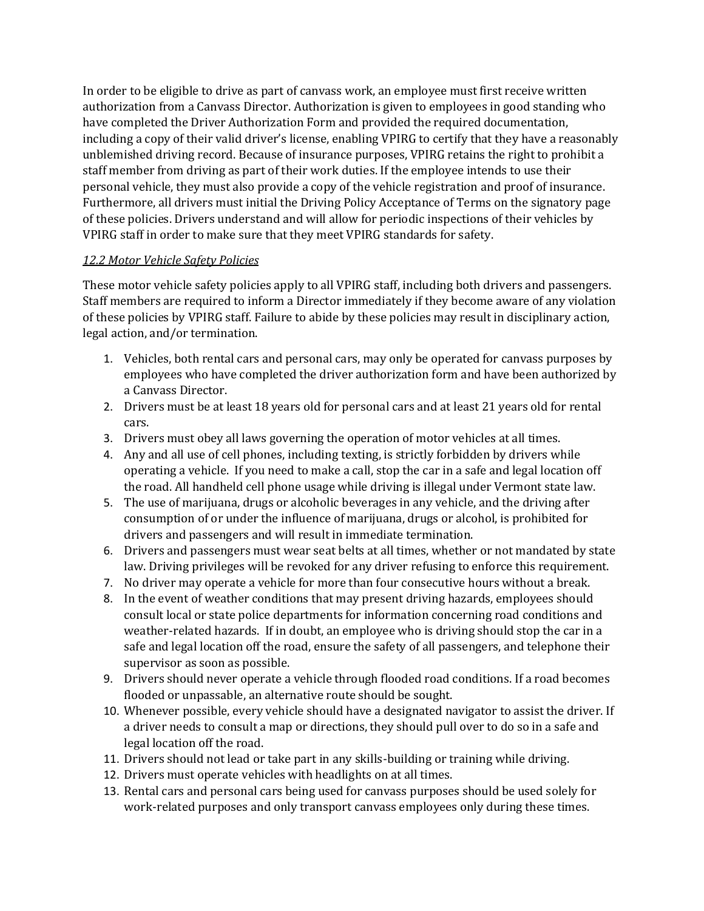In order to be eligible to drive as part of canvass work, an employee must first receive written authorization from a Canvass Director. Authorization is given to employees in good standing who have completed the Driver Authorization Form and provided the required documentation, including a copy of their valid driver's license, enabling VPIRG to certify that they have a reasonably unblemished driving record. Because of insurance purposes, VPIRG retains the right to prohibit a staff member from driving as part of their work duties. If the employee intends to use their personal vehicle, they must also provide a copy of the vehicle registration and proof of insurance. Furthermore, all drivers must initial the Driving Policy Acceptance of Terms on the signatory page of these policies. Drivers understand and will allow for periodic inspections of their vehicles by VPIRG staff in order to make sure that they meet VPIRG standards for safety.

### *12.2 Motor Vehicle Safety Policies*

These motor vehicle safety policies apply to all VPIRG staff, including both drivers and passengers. Staff members are required to inform a Director immediately if they become aware of any violation of these policies by VPIRG staff. Failure to abide by these policies may result in disciplinary action, legal action, and/or termination.

1. Vehicles, both rental cars and personal cars, may only be operated for canvass purposes by employees who have completed the driver authorization form and have been authorized by a Canvass Director.
2. Drivers must be at least 18 years old for personal cars and at least 21 years old for rental cars.
3. Drivers must obey all laws governing the operation of motor vehicles at all times.
4. Any and all use of cell phones, including texting, is strictly forbidden by drivers while operating a vehicle. If you need to make a call, stop the car in a safe and legal location off the road. All handheld cell phone usage while driving is illegal under Vermont state law.
5. The use of marijuana, drugs or alcoholic beverages in any vehicle, and the driving after consumption of or under the influence of marijuana, drugs or alcohol, is prohibited for drivers and passengers and will result in immediate termination.
6. Drivers and passengers must wear seat belts at all times, whether or not mandated by state law. Driving privileges will be revoked for any driver refusing to enforce this requirement.
7. No driver may operate a vehicle for more than four consecutive hours without a break.
8. In the event of weather conditions that may present driving hazards, employees should consult local or state police departments for information concerning road conditions and weather-related hazards. If in doubt, an employee who is driving should stop the car in a safe and legal location off the road, ensure the safety of all passengers, and telephone their supervisor as soon as possible.
9. Drivers should never operate a vehicle through flooded road conditions. If a road becomes flooded or unpassable, an alternative route should be sought.
10. Whenever possible, every vehicle should have a designated navigator to assist the driver. If a driver needs to consult a map or directions, they should pull over to do so in a safe and legal location off the road.
11. Drivers should not lead or take part in any skills-building or training while driving.
12. Drivers must operate vehicles with headlights on at all times.
13. Rental cars and personal cars being used for canvass purposes should be used solely for work-related purposes and only transport canvass employees only during these times.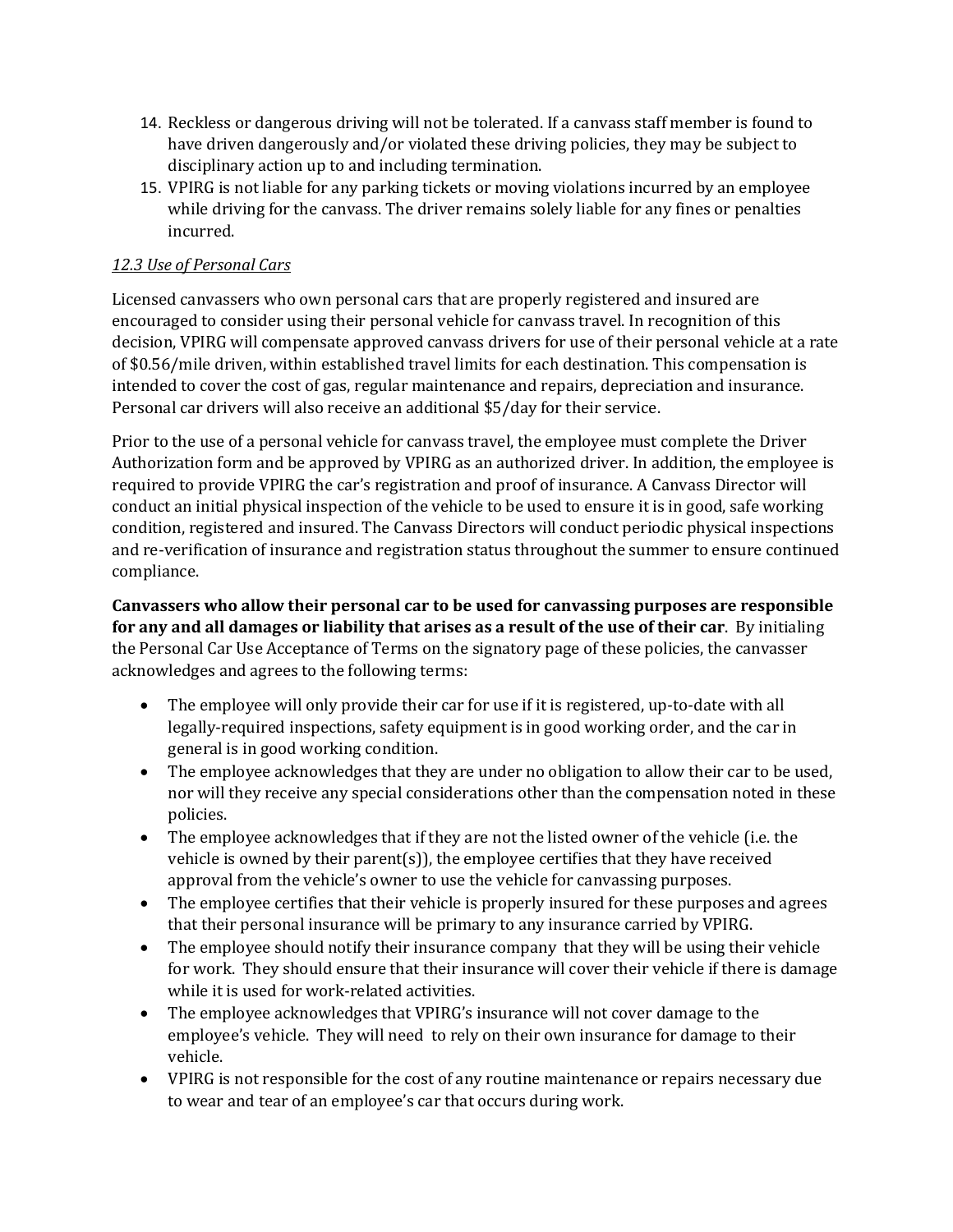14. Reckless or dangerous driving will not be tolerated. If a canvass staff member is found to have driven dangerously and/or violated these driving policies, they may be subject to disciplinary action up to and including termination.
15. VPIRG is not liable for any parking tickets or moving violations incurred by an employee while driving for the canvass. The driver remains solely liable for any fines or penalties incurred.

*12.3 Use of Personal Cars*

Licensed canvassers who own personal cars that are properly registered and insured are encouraged to consider using their personal vehicle for canvass travel. In recognition of this decision, VPIRG will compensate approved canvass drivers for use of their personal vehicle at a rate of $0.56/mile driven, within established travel limits for each destination. This compensation is intended to cover the cost of gas, regular maintenance and repairs, depreciation and insurance. Personal car drivers will also receive an additional $5/day for their service.

Prior to the use of a personal vehicle for canvass travel, the employee must complete the Driver Authorization form and be approved by VPIRG as an authorized driver. In addition, the employee is required to provide VPIRG the car's registration and proof of insurance. A Canvass Director will conduct an initial physical inspection of the vehicle to be used to ensure it is in good, safe working condition, registered and insured. The Canvass Directors will conduct periodic physical inspections and re-verification of insurance and registration status throughout the summer to ensure continued compliance.

**Canvassers who allow their personal car to be used for canvassing purposes are responsible for any and all damages or liability that arises as a result of the use of their car**. By initialing the Personal Car Use Acceptance of Terms on the signatory page of these policies, the canvasser acknowledges and agrees to the following terms:

- The employee will only provide their car for use if it is registered, up-to-date with all legally-required inspections, safety equipment is in good working order, and the car in general is in good working condition.
- The employee acknowledges that they are under no obligation to allow their car to be used, nor will they receive any special considerations other than the compensation noted in these policies.
- The employee acknowledges that if they are not the listed owner of the vehicle (i.e. the vehicle is owned by their parent(s)), the employee certifies that they have received approval from the vehicle's owner to use the vehicle for canvassing purposes.
- The employee certifies that their vehicle is properly insured for these purposes and agrees that their personal insurance will be primary to any insurance carried by VPIRG.
- The employee should notify their insurance company that they will be using their vehicle for work. They should ensure that their insurance will cover their vehicle if there is damage while it is used for work-related activities.
- The employee acknowledges that VPIRG's insurance will not cover damage to the employee's vehicle. They will need to rely on their own insurance for damage to their vehicle.
- VPIRG is not responsible for the cost of any routine maintenance or repairs necessary due to wear and tear of an employee's car that occurs during work.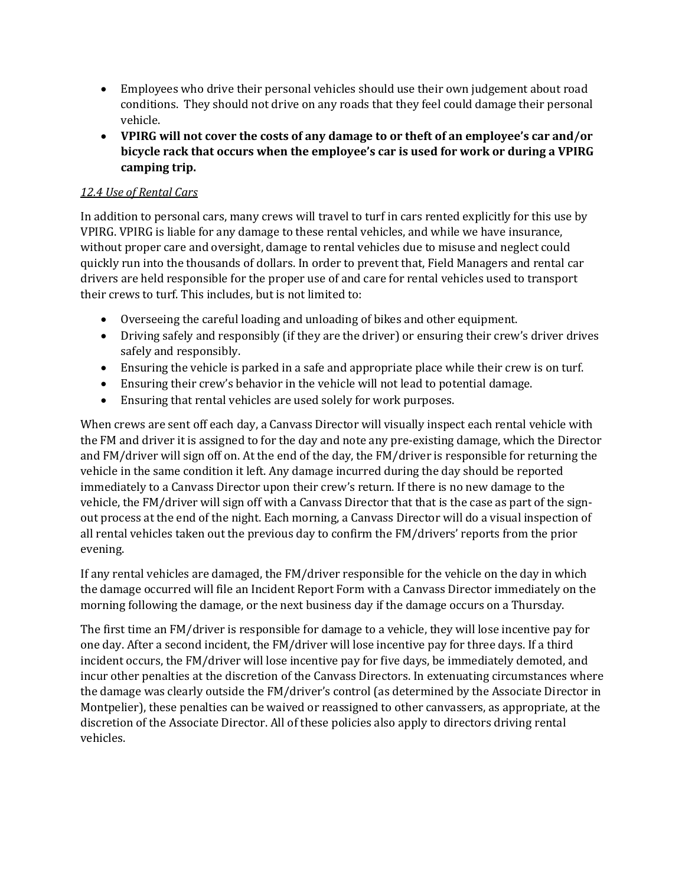- Employees who drive their personal vehicles should use their own judgement about road conditions. They should not drive on any roads that they feel could damage their personal vehicle.
- **VPIRG will not cover the costs of any damage to or theft of an employee's car and/or bicycle rack that occurs when the employee's car is used for work or during a VPIRG camping trip.**

*12.4 Use of Rental Cars*

In addition to personal cars, many crews will travel to turf in cars rented explicitly for this use by VPIRG. VPIRG is liable for any damage to these rental vehicles, and while we have insurance, without proper care and oversight, damage to rental vehicles due to misuse and neglect could quickly run into the thousands of dollars. In order to prevent that, Field Managers and rental car drivers are held responsible for the proper use of and care for rental vehicles used to transport their crews to turf. This includes, but is not limited to:

- Overseeing the careful loading and unloading of bikes and other equipment.
- Driving safely and responsibly (if they are the driver) or ensuring their crew's driver drives safely and responsibly.
- Ensuring the vehicle is parked in a safe and appropriate place while their crew is on turf.
- Ensuring their crew's behavior in the vehicle will not lead to potential damage.
- Ensuring that rental vehicles are used solely for work purposes.

When crews are sent off each day, a Canvass Director will visually inspect each rental vehicle with the FM and driver it is assigned to for the day and note any pre-existing damage, which the Director and FM/driver will sign off on. At the end of the day, the FM/driver is responsible for returning the vehicle in the same condition it left. Any damage incurred during the day should be reported immediately to a Canvass Director upon their crew's return. If there is no new damage to the vehicle, the FM/driver will sign off with a Canvass Director that that is the case as part of the sign-out process at the end of the night. Each morning, a Canvass Director will do a visual inspection of all rental vehicles taken out the previous day to confirm the FM/drivers' reports from the prior evening.

If any rental vehicles are damaged, the FM/driver responsible for the vehicle on the day in which the damage occurred will file an Incident Report Form with a Canvass Director immediately on the morning following the damage, or the next business day if the damage occurs on a Thursday.

The first time an FM/driver is responsible for damage to a vehicle, they will lose incentive pay for one day. After a second incident, the FM/driver will lose incentive pay for three days. If a third incident occurs, the FM/driver will lose incentive pay for five days, be immediately demoted, and incur other penalties at the discretion of the Canvass Directors. In extenuating circumstances where the damage was clearly outside the FM/driver's control (as determined by the Associate Director in Montpelier), these penalties can be waived or reassigned to other canvassers, as appropriate, at the discretion of the Associate Director. All of these policies also apply to directors driving rental vehicles.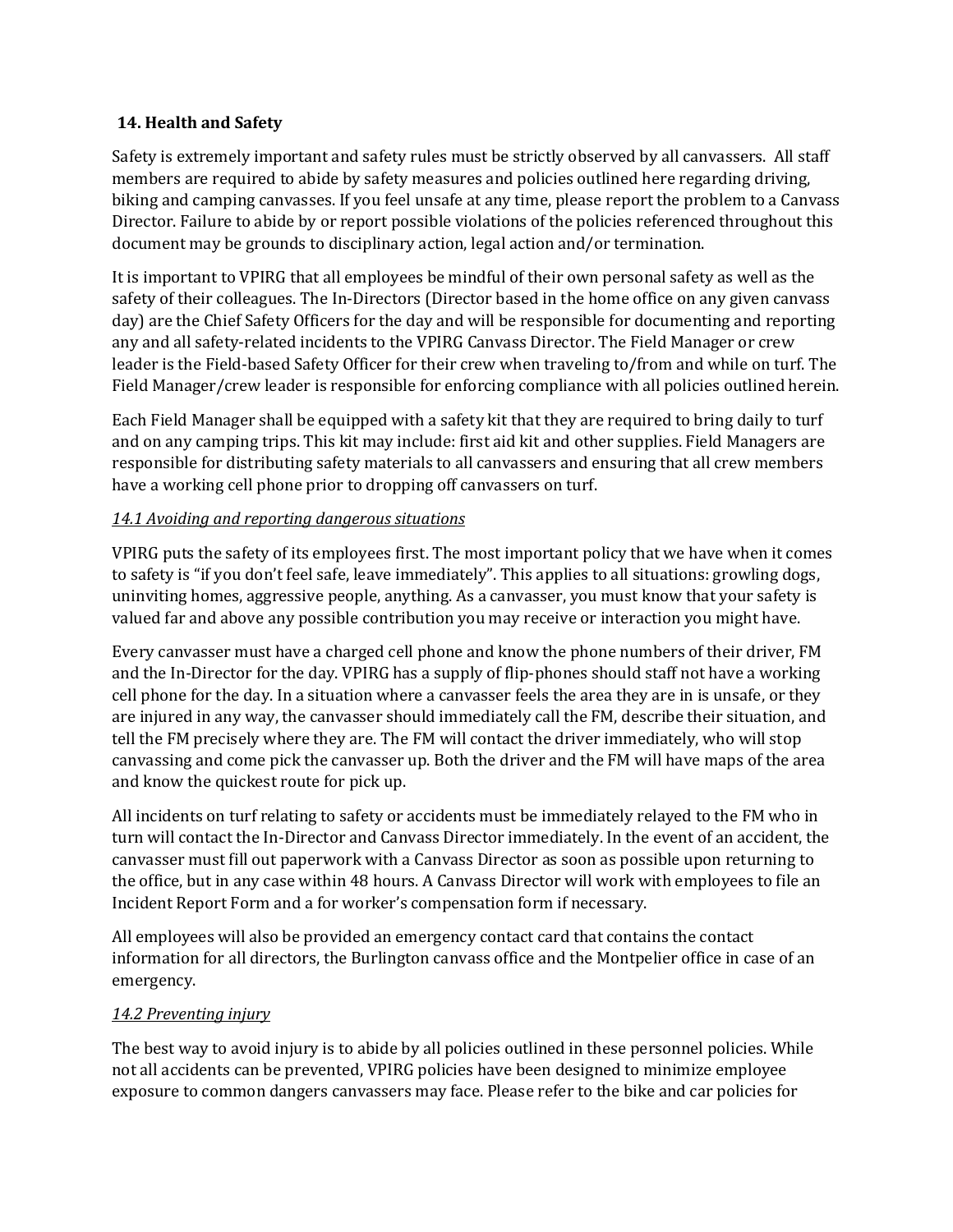## 14. Health and Safety

Safety is extremely important and safety rules must be strictly observed by all canvassers. All staff members are required to abide by safety measures and policies outlined here regarding driving, biking and camping canvasses. If you feel unsafe at any time, please report the problem to a Canvass Director. Failure to abide by or report possible violations of the policies referenced throughout this document may be grounds to disciplinary action, legal action and/or termination.

It is important to VPIRG that all employees be mindful of their own personal safety as well as the safety of their colleagues. The In-Directors (Director based in the home office on any given canvass day) are the Chief Safety Officers for the day and will be responsible for documenting and reporting any and all safety-related incidents to the VPIRG Canvass Director. The Field Manager or crew leader is the Field-based Safety Officer for their crew when traveling to/from and while on turf. The Field Manager/crew leader is responsible for enforcing compliance with all policies outlined herein.

Each Field Manager shall be equipped with a safety kit that they are required to bring daily to turf and on any camping trips. This kit may include: first aid kit and other supplies. Field Managers are responsible for distributing safety materials to all canvassers and ensuring that all crew members have a working cell phone prior to dropping off canvassers on turf.

### *14.1 Avoiding and reporting dangerous situations*

VPIRG puts the safety of its employees first. The most important policy that we have when it comes to safety is "if you don't feel safe, leave immediately". This applies to all situations: growling dogs, uninviting homes, aggressive people, anything. As a canvasser, you must know that your safety is valued far and above any possible contribution you may receive or interaction you might have.

Every canvasser must have a charged cell phone and know the phone numbers of their driver, FM and the In-Director for the day. VPIRG has a supply of flip-phones should staff not have a working cell phone for the day. In a situation where a canvasser feels the area they are in is unsafe, or they are injured in any way, the canvasser should immediately call the FM, describe their situation, and tell the FM precisely where they are. The FM will contact the driver immediately, who will stop canvassing and come pick the canvasser up. Both the driver and the FM will have maps of the area and know the quickest route for pick up.

All incidents on turf relating to safety or accidents must be immediately relayed to the FM who in turn will contact the In-Director and Canvass Director immediately. In the event of an accident, the canvasser must fill out paperwork with a Canvass Director as soon as possible upon returning to the office, but in any case within 48 hours. A Canvass Director will work with employees to file an Incident Report Form and a for worker's compensation form if necessary.

All employees will also be provided an emergency contact card that contains the contact information for all directors, the Burlington canvass office and the Montpelier office in case of an emergency.

### *14.2 Preventing injury*

The best way to avoid injury is to abide by all policies outlined in these personnel policies. While not all accidents can be prevented, VPIRG policies have been designed to minimize employee exposure to common dangers canvassers may face. Please refer to the bike and car policies for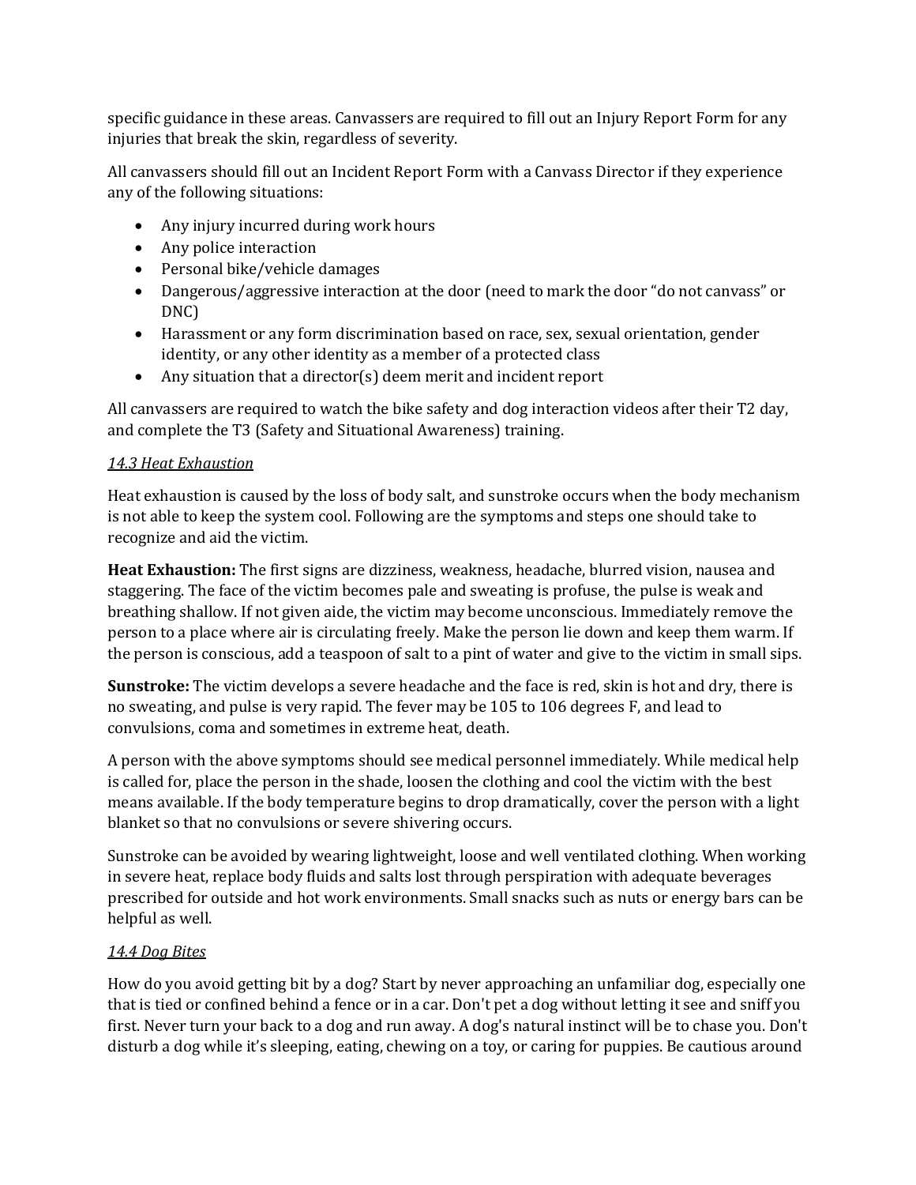specific guidance in these areas. Canvassers are required to fill out an Injury Report Form for any injuries that break the skin, regardless of severity.

All canvassers should fill out an Incident Report Form with a Canvass Director if they experience any of the following situations:

- Any injury incurred during work hours
- Any police interaction
- Personal bike/vehicle damages
- Dangerous/aggressive interaction at the door (need to mark the door "do not canvass" or DNC)
- Harassment or any form discrimination based on race, sex, sexual orientation, gender identity, or any other identity as a member of a protected class
- Any situation that a director(s) deem merit and incident report

All canvassers are required to watch the bike safety and dog interaction videos after their T2 day, and complete the T3 (Safety and Situational Awareness) training.

### *14.3 Heat Exhaustion*

Heat exhaustion is caused by the loss of body salt, and sunstroke occurs when the body mechanism is not able to keep the system cool. Following are the symptoms and steps one should take to recognize and aid the victim.

**Heat Exhaustion:** The first signs are dizziness, weakness, headache, blurred vision, nausea and staggering. The face of the victim becomes pale and sweating is profuse, the pulse is weak and breathing shallow. If not given aide, the victim may become unconscious. Immediately remove the person to a place where air is circulating freely. Make the person lie down and keep them warm. If the person is conscious, add a teaspoon of salt to a pint of water and give to the victim in small sips.

**Sunstroke:** The victim develops a severe headache and the face is red, skin is hot and dry, there is no sweating, and pulse is very rapid. The fever may be 105 to 106 degrees F, and lead to convulsions, coma and sometimes in extreme heat, death.

A person with the above symptoms should see medical personnel immediately. While medical help is called for, place the person in the shade, loosen the clothing and cool the victim with the best means available. If the body temperature begins to drop dramatically, cover the person with a light blanket so that no convulsions or severe shivering occurs.

Sunstroke can be avoided by wearing lightweight, loose and well ventilated clothing. When working in severe heat, replace body fluids and salts lost through perspiration with adequate beverages prescribed for outside and hot work environments. Small snacks such as nuts or energy bars can be helpful as well.

### *14.4 Dog Bites*

How do you avoid getting bit by a dog? Start by never approaching an unfamiliar dog, especially one that is tied or confined behind a fence or in a car. Don't pet a dog without letting it see and sniff you first. Never turn your back to a dog and run away. A dog's natural instinct will be to chase you. Don't disturb a dog while it's sleeping, eating, chewing on a toy, or caring for puppies. Be cautious around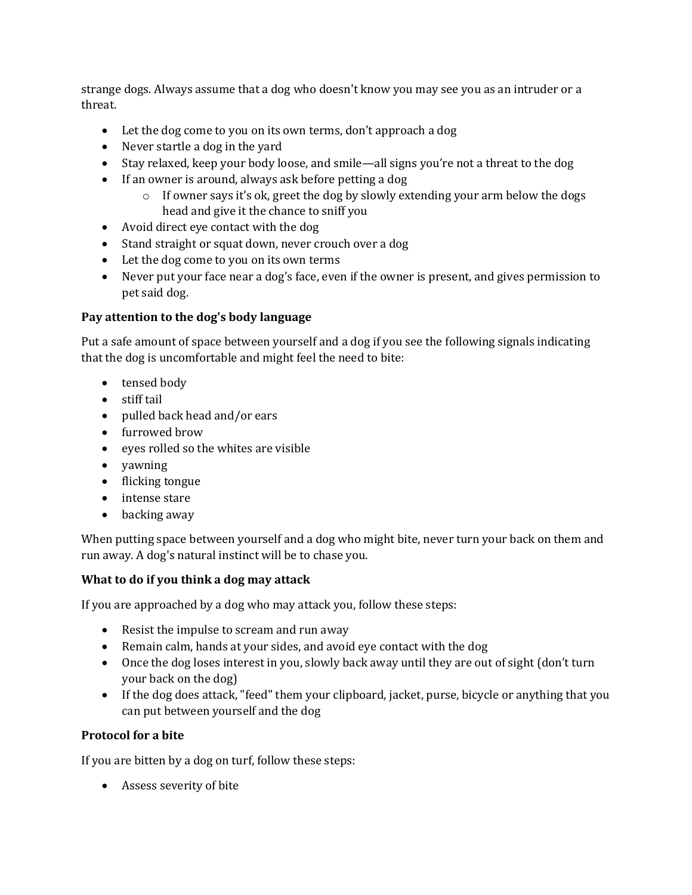strange dogs. Always assume that a dog who doesn't know you may see you as an intruder or a threat.

- Let the dog come to you on its own terms, don't approach a dog
- Never startle a dog in the yard
- Stay relaxed, keep your body loose, and smile—all signs you're not a threat to the dog
- If an owner is around, always ask before petting a dog
  - If owner says it's ok, greet the dog by slowly extending your arm below the dogs head and give it the chance to sniff you
- Avoid direct eye contact with the dog
- Stand straight or squat down, never crouch over a dog
- Let the dog come to you on its own terms
- Never put your face near a dog's face, even if the owner is present, and gives permission to pet said dog.

**Pay attention to the dog's body language**

Put a safe amount of space between yourself and a dog if you see the following signals indicating that the dog is uncomfortable and might feel the need to bite:

- tensed body
- stiff tail
- pulled back head and/or ears
- furrowed brow
- eyes rolled so the whites are visible
- yawning
- flicking tongue
- intense stare
- backing away

When putting space between yourself and a dog who might bite, never turn your back on them and run away. A dog's natural instinct will be to chase you.

**What to do if you think a dog may attack**

If you are approached by a dog who may attack you, follow these steps:

- Resist the impulse to scream and run away
- Remain calm, hands at your sides, and avoid eye contact with the dog
- Once the dog loses interest in you, slowly back away until they are out of sight (don't turn your back on the dog)
- If the dog does attack, "feed" them your clipboard, jacket, purse, bicycle or anything that you can put between yourself and the dog

**Protocol for a bite**

If you are bitten by a dog on turf, follow these steps:

- Assess severity of bite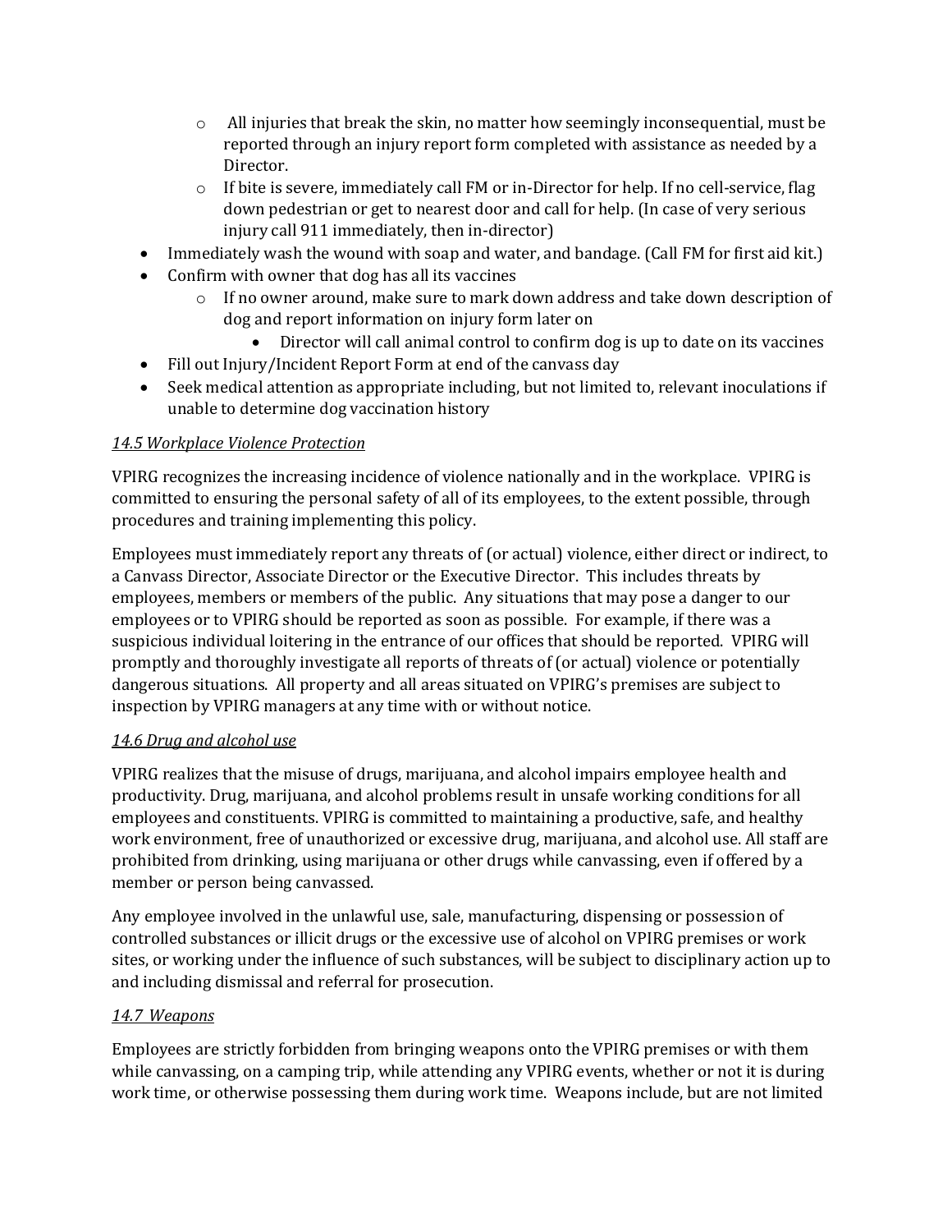- All injuries that break the skin, no matter how seemingly inconsequential, must be reported through an injury report form completed with assistance as needed by a Director.
  - If bite is severe, immediately call FM or in-Director for help. If no cell-service, flag down pedestrian or get to nearest door and call for help. (In case of very serious injury call 911 immediately, then in-director)
- Immediately wash the wound with soap and water, and bandage. (Call FM for first aid kit.)
- Confirm with owner that dog has all its vaccines
  - If no owner around, make sure to mark down address and take down description of dog and report information on injury form later on
    - Director will call animal control to confirm dog is up to date on its vaccines
- Fill out Injury/Incident Report Form at end of the canvass day
- Seek medical attention as appropriate including, but not limited to, relevant inoculations if unable to determine dog vaccination history

*__14.5 Workplace Violence Protection__*

VPIRG recognizes the increasing incidence of violence nationally and in the workplace. VPIRG is committed to ensuring the personal safety of all of its employees, to the extent possible, through procedures and training implementing this policy.

Employees must immediately report any threats of (or actual) violence, either direct or indirect, to a Canvass Director, Associate Director or the Executive Director. This includes threats by employees, members or members of the public. Any situations that may pose a danger to our employees or to VPIRG should be reported as soon as possible. For example, if there was a suspicious individual loitering in the entrance of our offices that should be reported. VPIRG will promptly and thoroughly investigate all reports of threats of (or actual) violence or potentially dangerous situations. All property and all areas situated on VPIRG's premises are subject to inspection by VPIRG managers at any time with or without notice.

*__14.6 Drug and alcohol use__*

VPIRG realizes that the misuse of drugs, marijuana, and alcohol impairs employee health and productivity. Drug, marijuana, and alcohol problems result in unsafe working conditions for all employees and constituents. VPIRG is committed to maintaining a productive, safe, and healthy work environment, free of unauthorized or excessive drug, marijuana, and alcohol use. All staff are prohibited from drinking, using marijuana or other drugs while canvassing, even if offered by a member or person being canvassed.

Any employee involved in the unlawful use, sale, manufacturing, dispensing or possession of controlled substances or illicit drugs or the excessive use of alcohol on VPIRG premises or work sites, or working under the influence of such substances, will be subject to disciplinary action up to and including dismissal and referral for prosecution.

*__14.7 Weapons__*

Employees are strictly forbidden from bringing weapons onto the VPIRG premises or with them while canvassing, on a camping trip, while attending any VPIRG events, whether or not it is during work time, or otherwise possessing them during work time. Weapons include, but are not limited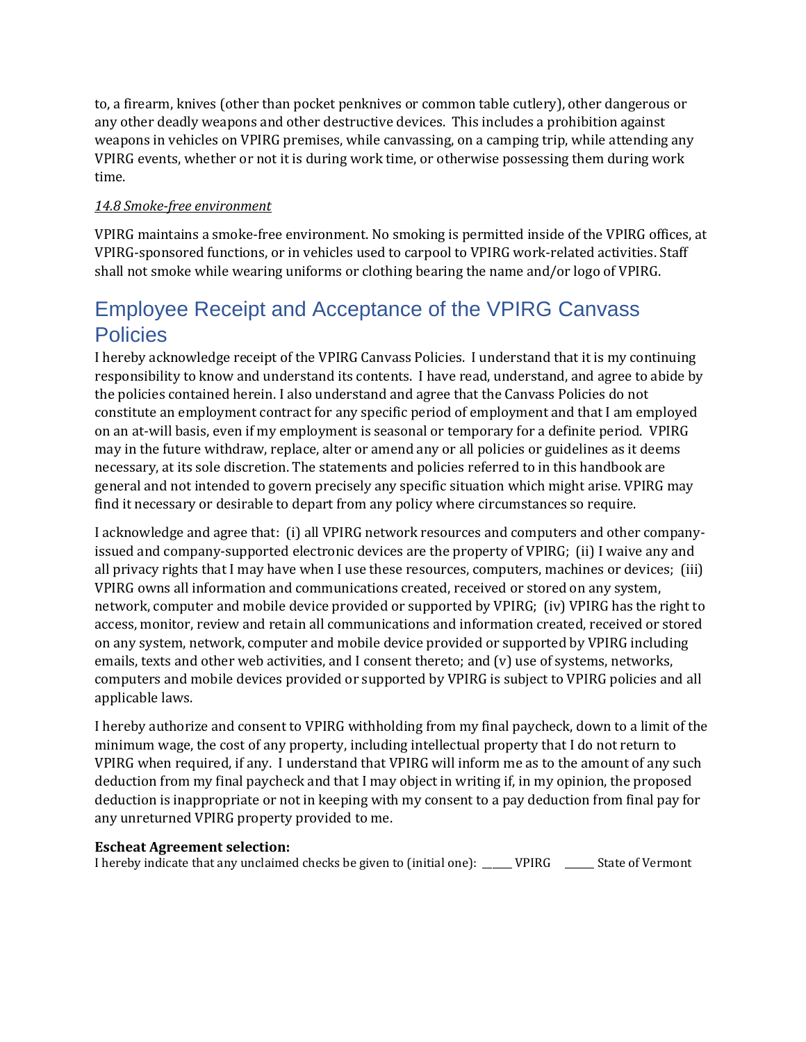to, a firearm, knives (other than pocket penknives or common table cutlery), other dangerous or any other deadly weapons and other destructive devices. This includes a prohibition against weapons in vehicles on VPIRG premises, while canvassing, on a camping trip, while attending any VPIRG events, whether or not it is during work time, or otherwise possessing them during work time.

*14.8 Smoke-free environment*

VPIRG maintains a smoke-free environment. No smoking is permitted inside of the VPIRG offices, at VPIRG-sponsored functions, or in vehicles used to carpool to VPIRG work-related activities. Staff shall not smoke while wearing uniforms or clothing bearing the name and/or logo of VPIRG.

# Employee Receipt and Acceptance of the VPIRG Canvass Policies

I hereby acknowledge receipt of the VPIRG Canvass Policies. I understand that it is my continuing responsibility to know and understand its contents. I have read, understand, and agree to abide by the policies contained herein. I also understand and agree that the Canvass Policies do not constitute an employment contract for any specific period of employment and that I am employed on an at-will basis, even if my employment is seasonal or temporary for a definite period. VPIRG may in the future withdraw, replace, alter or amend any or all policies or guidelines as it deems necessary, at its sole discretion. The statements and policies referred to in this handbook are general and not intended to govern precisely any specific situation which might arise. VPIRG may find it necessary or desirable to depart from any policy where circumstances so require.

I acknowledge and agree that: (i) all VPIRG network resources and computers and other company-issued and company-supported electronic devices are the property of VPIRG; (ii) I waive any and all privacy rights that I may have when I use these resources, computers, machines or devices; (iii) VPIRG owns all information and communications created, received or stored on any system, network, computer and mobile device provided or supported by VPIRG; (iv) VPIRG has the right to access, monitor, review and retain all communications and information created, received or stored on any system, network, computer and mobile device provided or supported by VPIRG including emails, texts and other web activities, and I consent thereto; and (v) use of systems, networks, computers and mobile devices provided or supported by VPIRG is subject to VPIRG policies and all applicable laws.

I hereby authorize and consent to VPIRG withholding from my final paycheck, down to a limit of the minimum wage, the cost of any property, including intellectual property that I do not return to VPIRG when required, if any. I understand that VPIRG will inform me as to the amount of any such deduction from my final paycheck and that I may object in writing if, in my opinion, the proposed deduction is inappropriate or not in keeping with my consent to a pay deduction from final pay for any unreturned VPIRG property provided to me.

**Escheat Agreement selection:**

I hereby indicate that any unclaimed checks be given to (initial one): _____ VPIRG _____ State of Vermont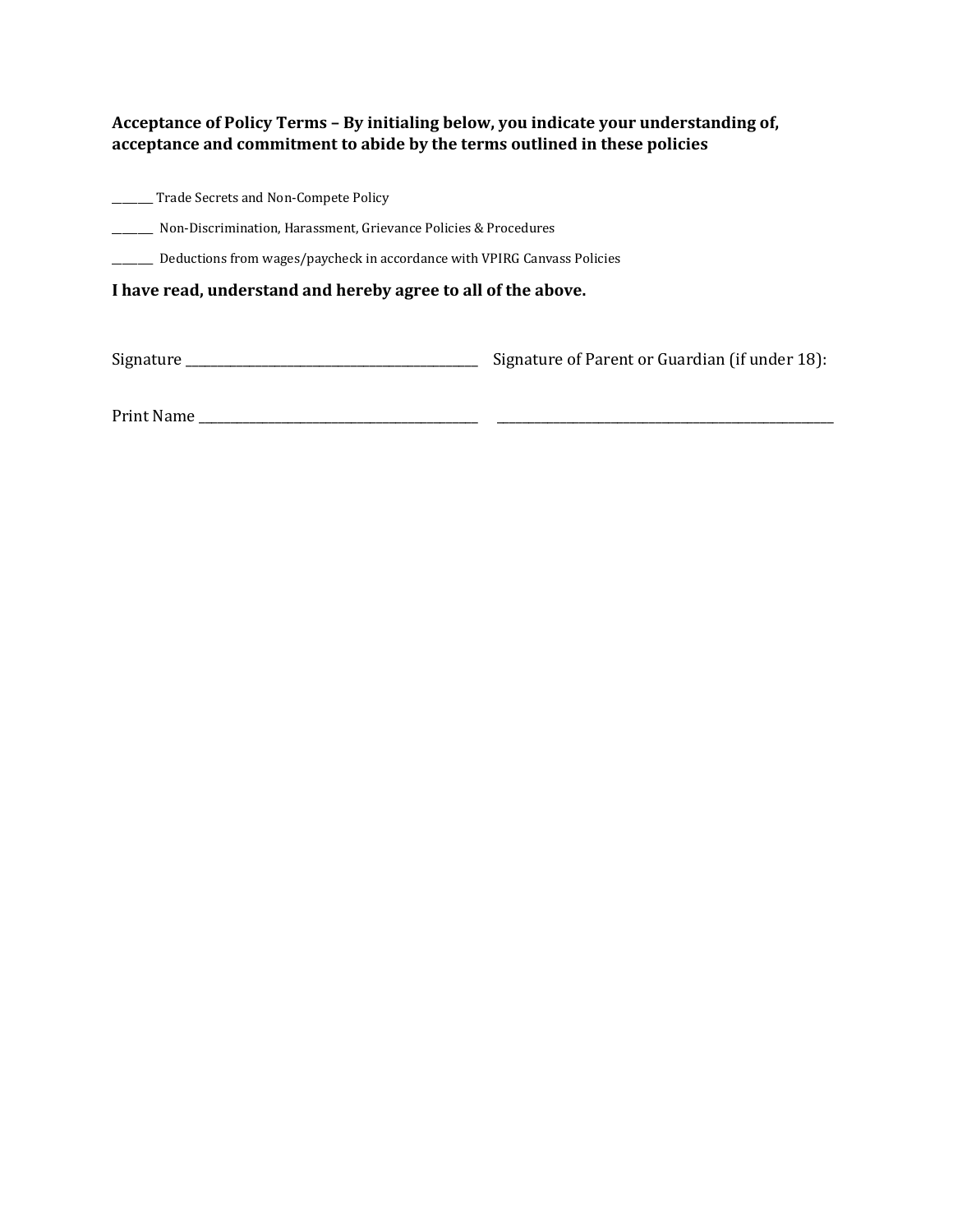**Acceptance of Policy Terms – By initialing below, you indicate your understanding of, acceptance and commitment to abide by the terms outlined in these policies**

________ Trade Secrets and Non-Compete Policy

________ Non-Discrimination, Harassment, Grievance Policies & Procedures

________ Deductions from wages/paycheck in accordance with VPIRG Canvass Policies

**I have read, understand and hereby agree to all of the above.**

Signature ______________________________________ Signature of Parent or Guardian (if under 18):

Print Name ____________________________________ ____________________________________________